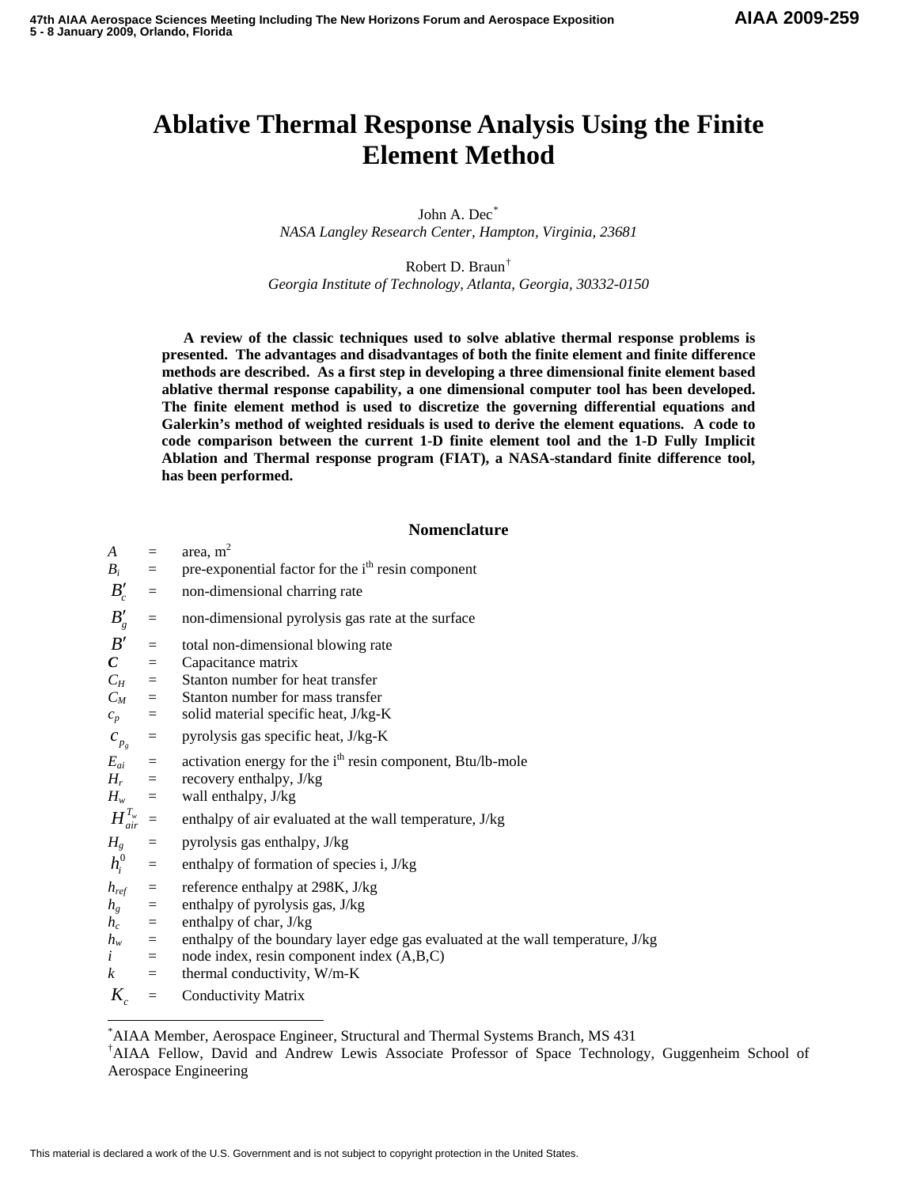# Ablative Thermal Response Analysis Using the Finite Element Method

John A. Dec[*]
*NASA Langley Research Center, Hampton, Virginia, 23681*

Robert D. Braun[†]
*Georgia Institute of Technology, Atlanta, Georgia, 30332-0150*

**A review of the classic techniques used to solve ablative thermal response problems is presented. The advantages and disadvantages of both the finite element and finite difference methods are described. As a first step in developing a three dimensional finite element based ablative thermal response capability, a one dimensional computer tool has been developed. The finite element method is used to discretize the governing differential equations and Galerkin's method of weighted residuals is used to derive the element equations. A code to code comparison between the current 1-D finite element tool and the 1-D Fully Implicit Ablation and Thermal response program (FIAT), a NASA-standard finite difference tool, has been performed.**

## Nomenclature

| | | |
|---|---|---|
| $A$ | = | area, m$^2$ |
| $B_i$ | = | pre-exponential factor for the i$^{th}$ resin component |
| $B'_c$ | = | non-dimensional charring rate |
| $B'_g$ | = | non-dimensional pyrolysis gas rate at the surface |
| $B'$ | = | total non-dimensional blowing rate |
| $\boldsymbol{C}$ | = | Capacitance matrix |
| $C_H$ | = | Stanton number for heat transfer |
| $C_M$ | = | Stanton number for mass transfer |
| $c_p$ | = | solid material specific heat, J/kg-K |
| $c_{p_g}$ | = | pyrolysis gas specific heat, J/kg-K |
| $E_{ai}$ | = | activation energy for the i$^{th}$ resin component, Btu/lb-mole |
| $H_r$ | = | recovery enthalpy, J/kg |
| $H_w$ | = | wall enthalpy, J/kg |
| $H_{air}^{T_w}$ | = | enthalpy of air evaluated at the wall temperature, J/kg |
| $H_g$ | = | pyrolysis gas enthalpy, J/kg |
| $h_i^0$ | = | enthalpy of formation of species i, J/kg |
| $h_{ref}$ | = | reference enthalpy at 298K, J/kg |
| $h_g$ | = | enthalpy of pyrolysis gas, J/kg |
| $h_c$ | = | enthalpy of char, J/kg |
| $h_w$ | = | enthalpy of the boundary layer edge gas evaluated at the wall temperature, J/kg |
| $i$ | = | node index, resin component index (A,B,C) |
| $k$ | = | thermal conductivity, W/m-K |
| $K_c$ | = | Conductivity Matrix |

[*] AIAA Member, Aerospace Engineer, Structural and Thermal Systems Branch, MS 431

[†] AIAA Fellow, David and Andrew Lewis Associate Professor of Space Technology, Guggenheim School of Aerospace Engineering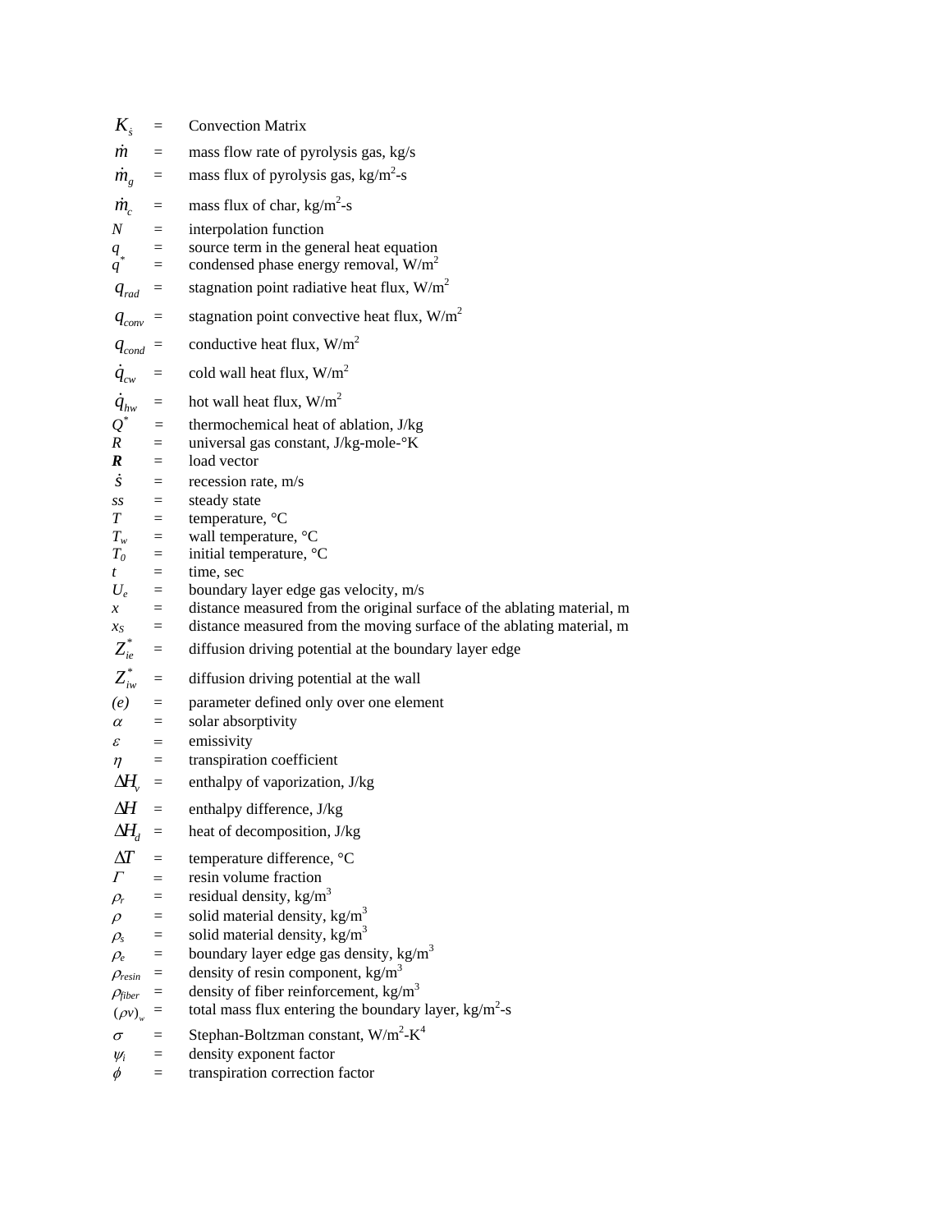$K_{\dot{s}}$ = Convection Matrix

$\dot{m}$ = mass flow rate of pyrolysis gas, kg/s

$\dot{m}_g$ = mass flux of pyrolysis gas, kg/m$^2$-s

$\dot{m}_c$ = mass flux of char, kg/m$^2$-s

$N$ = interpolation function

$q$ = source term in the general heat equation

$q^*$ = condensed phase energy removal, W/m$^2$

$q_{rad}$ = stagnation point radiative heat flux, W/m$^2$

$q_{conv}$ = stagnation point convective heat flux, W/m$^2$

$q_{cond}$ = conductive heat flux, W/m$^2$

$\dot{q}_{cw}$ = cold wall heat flux, W/m$^2$

$\dot{q}_{hw}$ = hot wall heat flux, W/m$^2$

$Q^*$ = thermochemical heat of ablation, J/kg

$R$ = universal gas constant, J/kg-mole-°K

$\boldsymbol{R}$ = load vector

$\dot{s}$ = recession rate, m/s

$ss$ = steady state

$T$ = temperature, °C

$T_w$ = wall temperature, °C

$T_0$ = initial temperature, °C

$t$ = time, sec

$U_e$ = boundary layer edge gas velocity, m/s

$x$ = distance measured from the original surface of the ablating material, m

$x_S$ = distance measured from the moving surface of the ablating material, m

$Z_{ie}^*$ = diffusion driving potential at the boundary layer edge

$Z_{iw}^*$ = diffusion driving potential at the wall

$(e)$ = parameter defined only over one element

$\alpha$ = solar absorptivity

$\varepsilon$ = emissivity

$\eta$ = transpiration coefficient

$\Delta H_v$ = enthalpy of vaporization, J/kg

$\Delta H$ = enthalpy difference, J/kg

$\Delta H_d$ = heat of decomposition, J/kg

$\Delta T$ = temperature difference, °C

$\Gamma$ = resin volume fraction

$\rho_r$ = residual density, kg/m$^3$

$\rho$ = solid material density, kg/m$^3$

$\rho_s$ = solid material density, kg/m$^3$

$\rho_e$ = boundary layer edge gas density, kg/m$^3$

$\rho_{resin}$ = density of resin component, kg/m$^3$

$\rho_{fiber}$ = density of fiber reinforcement, kg/m$^3$

$(\rho v)_w$ = total mass flux entering the boundary layer, kg/m$^2$-s

$\sigma$ = Stephan-Boltzman constant, W/m$^2$-K$^4$

$\psi_i$ = density exponent factor

$\phi$ = transpiration correction factor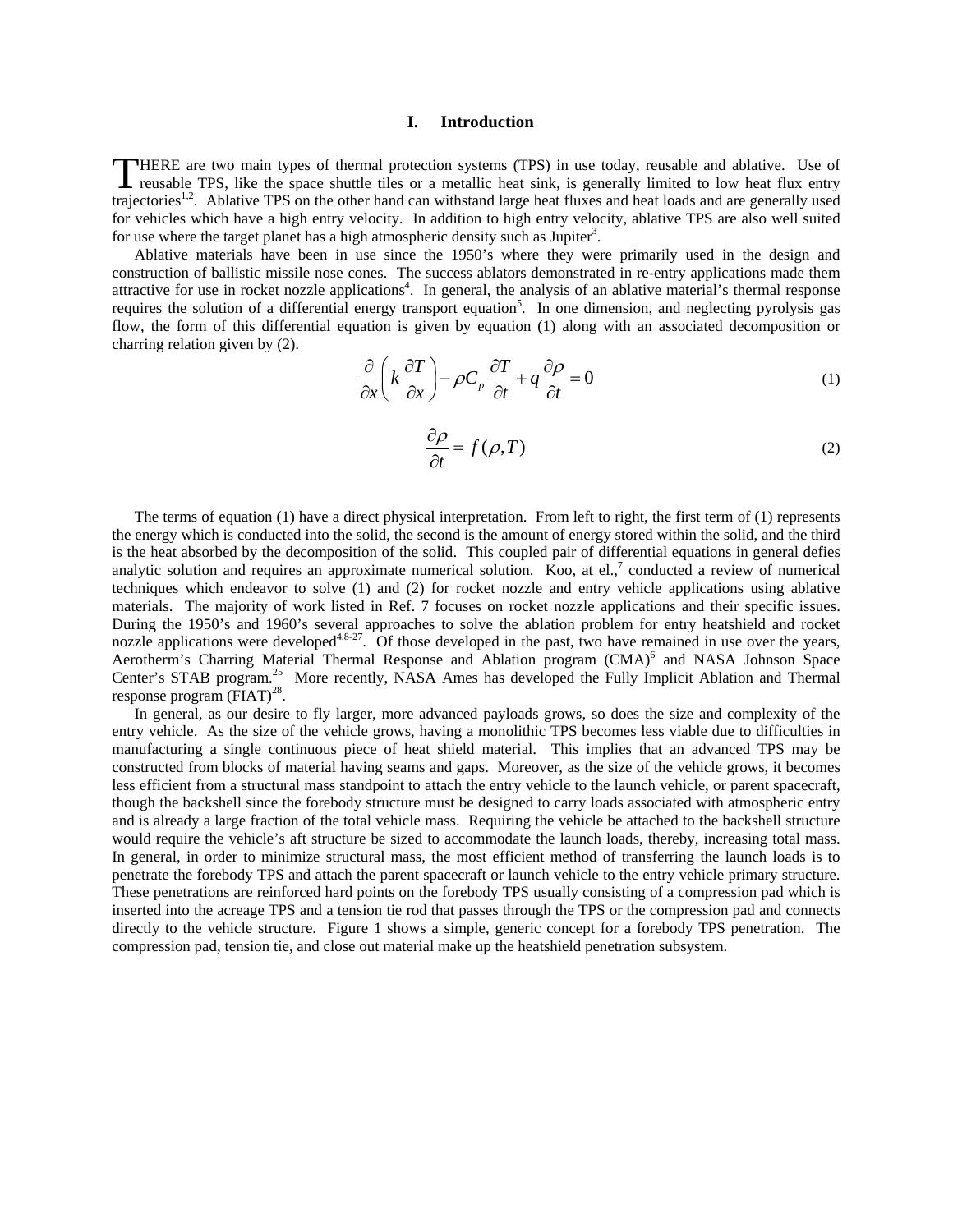## I. Introduction

THERE are two main types of thermal protection systems (TPS) in use today, reusable and ablative. Use of reusable TPS, like the space shuttle tiles or a metallic heat sink, is generally limited to low heat flux entry trajectories[1,2]. Ablative TPS on the other hand can withstand large heat fluxes and heat loads and are generally used for vehicles which have a high entry velocity. In addition to high entry velocity, ablative TPS are also well suited for use where the target planet has a high atmospheric density such as Jupiter[3].

Ablative materials have been in use since the 1950's where they were primarily used in the design and construction of ballistic missile nose cones. The success ablators demonstrated in re-entry applications made them attractive for use in rocket nozzle applications[4]. In general, the analysis of an ablative material's thermal response requires the solution of a differential energy transport equation[5]. In one dimension, and neglecting pyrolysis gas flow, the form of this differential equation is given by equation (1) along with an associated decomposition or charring relation given by (2).

$$\frac{\partial}{\partial x}\left(k\frac{\partial T}{\partial x}\right) - \rho C_p \frac{\partial T}{\partial t} + q\frac{\partial \rho}{\partial t} = 0 \tag{1}$$

$$\frac{\partial \rho}{\partial t} = f(\rho, T) \tag{2}$$

The terms of equation (1) have a direct physical interpretation. From left to right, the first term of (1) represents the energy which is conducted into the solid, the second is the amount of energy stored within the solid, and the third is the heat absorbed by the decomposition of the solid. This coupled pair of differential equations in general defies analytic solution and requires an approximate numerical solution. Koo, at el.,[7] conducted a review of numerical techniques which endeavor to solve (1) and (2) for rocket nozzle and entry vehicle applications using ablative materials. The majority of work listed in Ref. 7 focuses on rocket nozzle applications and their specific issues. During the 1950's and 1960's several approaches to solve the ablation problem for entry heatshield and rocket nozzle applications were developed[4,8-27]. Of those developed in the past, two have remained in use over the years, Aerotherm's Charring Material Thermal Response and Ablation program (CMA)[6] and NASA Johnson Space Center's STAB program.[25] More recently, NASA Ames has developed the Fully Implicit Ablation and Thermal response program (FIAT)[28].

In general, as our desire to fly larger, more advanced payloads grows, so does the size and complexity of the entry vehicle. As the size of the vehicle grows, having a monolithic TPS becomes less viable due to difficulties in manufacturing a single continuous piece of heat shield material. This implies that an advanced TPS may be constructed from blocks of material having seams and gaps. Moreover, as the size of the vehicle grows, it becomes less efficient from a structural mass standpoint to attach the entry vehicle to the launch vehicle, or parent spacecraft, though the backshell since the forebody structure must be designed to carry loads associated with atmospheric entry and is already a large fraction of the total vehicle mass. Requiring the vehicle be attached to the backshell structure would require the vehicle's aft structure be sized to accommodate the launch loads, thereby, increasing total mass. In general, in order to minimize structural mass, the most efficient method of transferring the launch loads is to penetrate the forebody TPS and attach the parent spacecraft or launch vehicle to the entry vehicle primary structure. These penetrations are reinforced hard points on the forebody TPS usually consisting of a compression pad which is inserted into the acreage TPS and a tension tie rod that passes through the TPS or the compression pad and connects directly to the vehicle structure. Figure 1 shows a simple, generic concept for a forebody TPS penetration. The compression pad, tension tie, and close out material make up the heatshield penetration subsystem.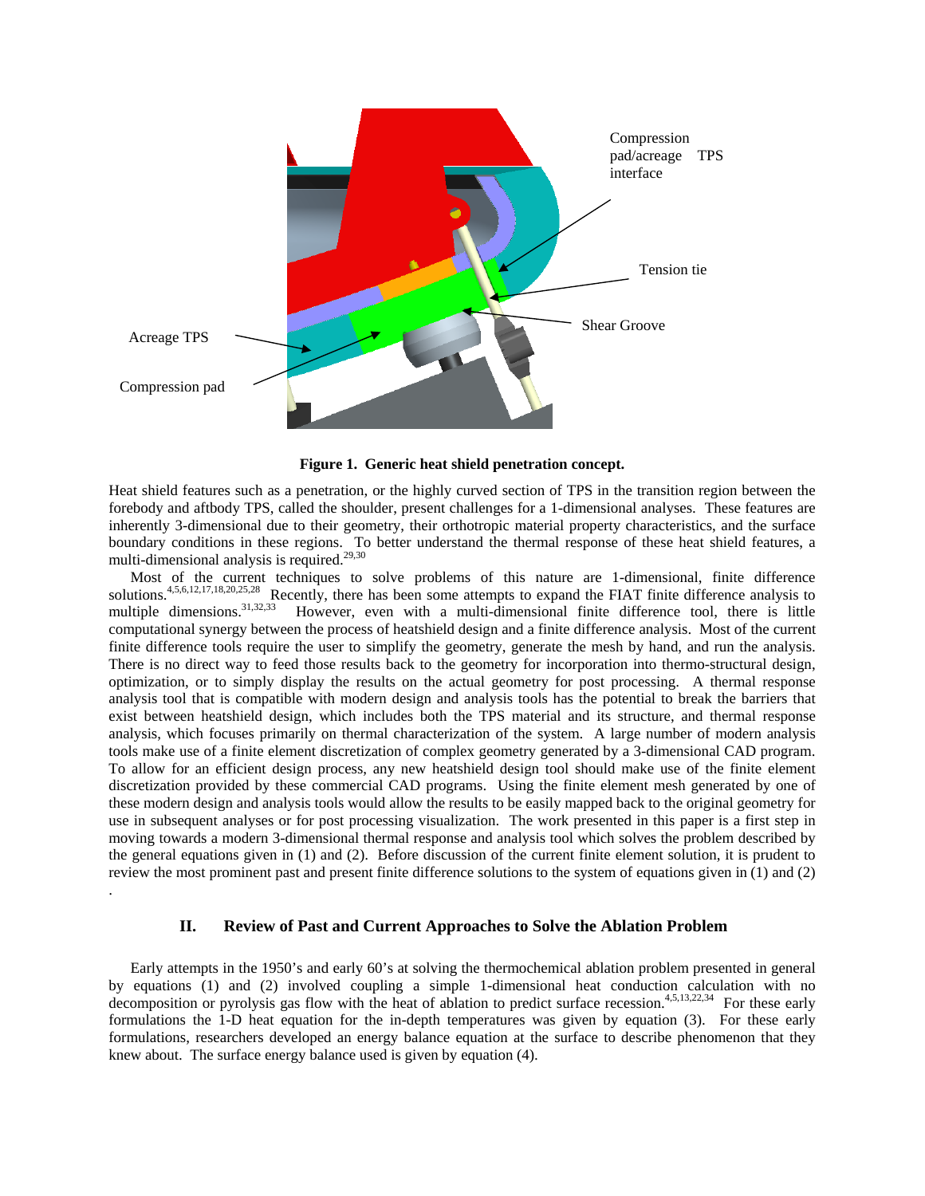Figure 1. **Generic heat shield penetration concept.**

Heat shield features such as a penetration, or the highly curved section of TPS in the transition region between the forebody and aftbody TPS, called the shoulder, present challenges for a 1-dimensional analyses. These features are inherently 3-dimensional due to their geometry, their orthotropic material property characteristics, and the surface boundary conditions in these regions. To better understand the thermal response of these heat shield features, a multi-dimensional analysis is required.[29,30]

Most of the current techniques to solve problems of this nature are 1-dimensional, finite difference solutions.[4,5,6,12,17,18,20,25,28] Recently, there has been some attempts to expand the FIAT finite difference analysis to multiple dimensions.[31,32,33] However, even with a multi-dimensional finite difference tool, there is little computational synergy between the process of heatshield design and a finite difference analysis. Most of the current finite difference tools require the user to simplify the geometry, generate the mesh by hand, and run the analysis. There is no direct way to feed those results back to the geometry for incorporation into thermo-structural design, optimization, or to simply display the results on the actual geometry for post processing. A thermal response analysis tool that is compatible with modern design and analysis tools has the potential to break the barriers that exist between heatshield design, which includes both the TPS material and its structure, and thermal response analysis, which focuses primarily on thermal characterization of the system. A large number of modern analysis tools make use of a finite element discretization of complex geometry generated by a 3-dimensional CAD program. To allow for an efficient design process, any new heatshield design tool should make use of the finite element discretization provided by these commercial CAD programs. Using the finite element mesh generated by one of these modern design and analysis tools would allow the results to be easily mapped back to the original geometry for use in subsequent analyses or for post processing visualization. The work presented in this paper is a first step in moving towards a modern 3-dimensional thermal response and analysis tool which solves the problem described by the general equations given in (1) and (2). Before discussion of the current finite element solution, it is prudent to review the most prominent past and present finite difference solutions to the system of equations given in (1) and (2) .

## II. Review of Past and Current Approaches to Solve the Ablation Problem

Early attempts in the 1950's and early 60's at solving the thermochemical ablation problem presented in general by equations (1) and (2) involved coupling a simple 1-dimensional heat conduction calculation with no decomposition or pyrolysis gas flow with the heat of ablation to predict surface recession.[4,5,13,22,34] For these early formulations the 1-D heat equation for the in-depth temperatures was given by equation (3). For these early formulations, researchers developed an energy balance equation at the surface to describe phenomenon that they knew about. The surface energy balance used is given by equation (4).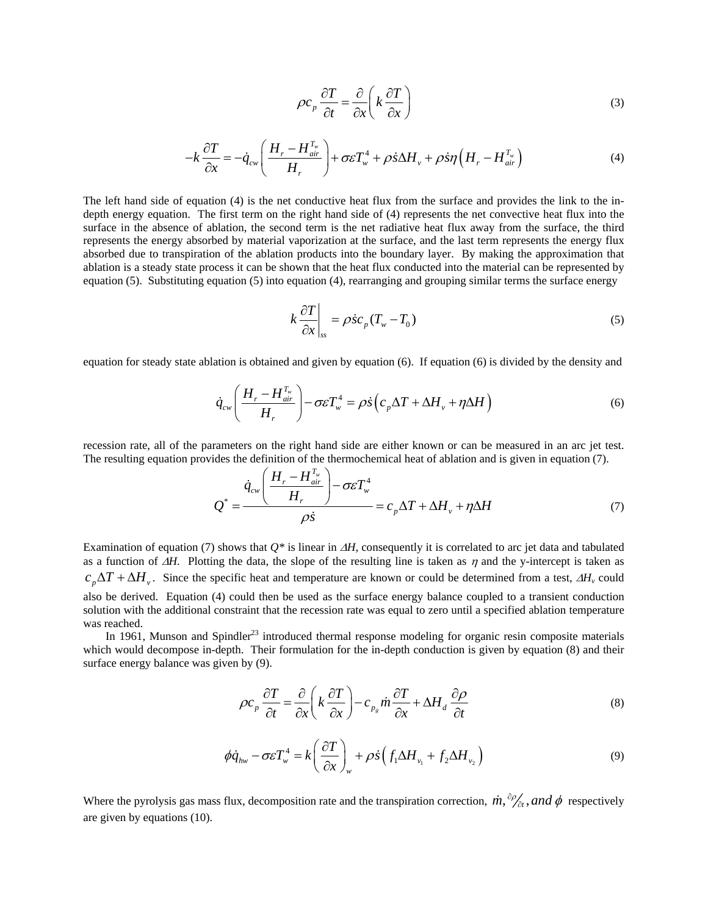$$\rho c_p \frac{\partial T}{\partial t} = \frac{\partial}{\partial x}\left(k\frac{\partial T}{\partial x}\right) \tag{3}$$

$$-k\frac{\partial T}{\partial x} = -\dot{q}_{cw}\left(\frac{H_r - H_{air}^{T_w}}{H_r}\right) + \sigma\varepsilon T_w^4 + \rho\dot{s}\Delta H_v + \rho\dot{s}\eta\left(H_r - H_{air}^{T_w}\right) \tag{4}$$

The left hand side of equation (4) is the net conductive heat flux from the surface and provides the link to the in-depth energy equation. The first term on the right hand side of (4) represents the net convective heat flux into the surface in the absence of ablation, the second term is the net radiative heat flux away from the surface, the third represents the energy absorbed by material vaporization at the surface, and the last term represents the energy flux absorbed due to transpiration of the ablation products into the boundary layer. By making the approximation that ablation is a steady state process it can be shown that the heat flux conducted into the material can be represented by equation (5). Substituting equation (5) into equation (4), rearranging and grouping similar terms the surface energy

$$k\left.\frac{\partial T}{\partial x}\right|_{ss} = \rho\dot{s}c_p(T_w - T_0) \tag{5}$$

equation for steady state ablation is obtained and given by equation (6). If equation (6) is divided by the density and

$$\dot{q}_{cw}\left(\frac{H_r - H_{air}^{T_w}}{H_r}\right) - \sigma\varepsilon T_w^4 = \rho\dot{s}\left(c_p\Delta T + \Delta H_v + \eta\Delta H\right) \tag{6}$$

recession rate, all of the parameters on the right hand side are either known or can be measured in an arc jet test. The resulting equation provides the definition of the thermochemical heat of ablation and is given in equation (7).

$$Q^* = \frac{\dot{q}_{cw}\left(\frac{H_r - H_{air}^{T_w}}{H_r}\right) - \sigma\varepsilon T_w^4}{\rho\dot{s}} = c_p\Delta T + \Delta H_v + \eta\Delta H \tag{7}$$

Examination of equation (7) shows that $Q^*$ is linear in $\Delta H$, consequently it is correlated to arc jet data and tabulated as a function of $\Delta H$. Plotting the data, the slope of the resulting line is taken as $\eta$ and the y-intercept is taken as $c_p\Delta T + \Delta H_v$. Since the specific heat and temperature are known or could be determined from a test, $\Delta H_v$ could also be derived. Equation (4) could then be used as the surface energy balance coupled to a transient conduction solution with the additional constraint that the recession rate was equal to zero until a specified ablation temperature was reached.

In 1961, Munson and Spindler[23] introduced thermal response modeling for organic resin composite materials which would decompose in-depth. Their formulation for the in-depth conduction is given by equation (8) and their surface energy balance was given by (9).

$$\rho c_p \frac{\partial T}{\partial t} = \frac{\partial}{\partial x}\left(k\frac{\partial T}{\partial x}\right) - c_{p_g}\dot{m}\frac{\partial T}{\partial x} + \Delta H_d\frac{\partial \rho}{\partial t} \tag{8}$$

$$\phi\dot{q}_{hw} - \sigma\varepsilon T_w^4 = k\left(\frac{\partial T}{\partial x}\right)_w + \rho\dot{s}\left(f_1\Delta H_{v_1} + f_2\Delta H_{v_2}\right) \tag{9}$$

Where the pyrolysis gas mass flux, decomposition rate and the transpiration correction, $\dot{m}, \partial\rho/\partial t, and\ \phi$ respectively are given by equations (10).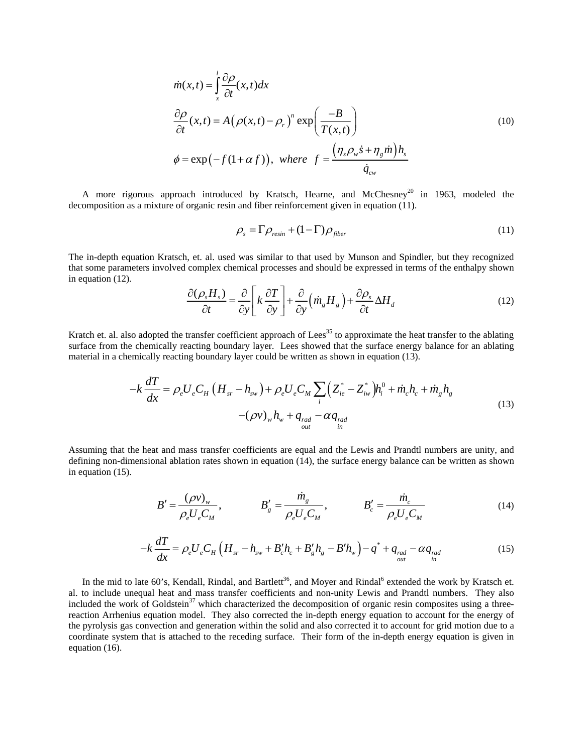$$
\begin{aligned}
&\dot{m}(x,t) = \int_x^l \frac{\partial \rho}{\partial t}(x,t)dx \\
&\frac{\partial \rho}{\partial t}(x,t) = A\left(\rho(x,t) - \rho_r\right)^n \exp\left(\frac{-B}{T(x,t)}\right) \\
&\phi = \exp\left(-f(1+\alpha f)\right), \;\; where \;\; f = \frac{\left(\eta_s \rho_w \dot{s} + \eta_g \dot{m}\right) h_s}{\dot{q}_{cw}}
\end{aligned}
\tag{10}
$$

A more rigorous approach introduced by Kratsch, Hearne, and McChesney[20] in 1963, modeled the decomposition as a mixture of organic resin and fiber reinforcement given in equation (11).

$$
\rho_s = \Gamma \rho_{resin} + (1-\Gamma)\rho_{fiber} \tag{11}
$$

The in-depth equation Kratsch, et. al. used was similar to that used by Munson and Spindler, but they recognized that some parameters involved complex chemical processes and should be expressed in terms of the enthalpy shown in equation (12).

$$
\frac{\partial(\rho_s H_s)}{\partial t} = \frac{\partial}{\partial y}\left[k \frac{\partial T}{\partial y}\right] + \frac{\partial}{\partial y}\left(\dot{m}_g H_g\right) + \frac{\partial \rho_s}{\partial t}\Delta H_d \tag{12}
$$

Kratch et. al. also adopted the transfer coefficient approach of Lees[35] to approximate the heat transfer to the ablating surface from the chemically reacting boundary layer. Lees showed that the surface energy balance for an ablating material in a chemically reacting boundary layer could be written as shown in equation (13).

$$
\begin{aligned}
-k\frac{dT}{dx} = \rho_e U_e C_H \left(H_{sr} - h_{sw}\right) + \rho_e U_e C_M \sum_i \left(Z_{ie}^* - Z_{iw}^*\right) h_i^0 + \dot{m}_c h_c + \dot{m}_g h_g \\
-(\rho v)_w h_w + q_{\underset{out}{rad}} - \alpha q_{\underset{in}{rad}}
\end{aligned}
\tag{13}
$$

Assuming that the heat and mass transfer coefficients are equal and the Lewis and Prandtl numbers are unity, and defining non-dimensional ablation rates shown in equation (14), the surface energy balance can be written as shown in equation (15).

$$
B' = \frac{(\rho v)_w}{\rho_e U_e C_M}, \qquad B_g' = \frac{\dot{m}_g}{\rho_e U_e C_M}, \qquad B_c' = \frac{\dot{m}_c}{\rho_e U_e C_M} \tag{14}
$$

$$
-k\frac{dT}{dx} = \rho_e U_e C_H \left(H_{sr} - h_{sw} + B_c' h_c + B_g' h_g - B' h_w\right) - q^* + q_{\underset{out}{rad}} - \alpha q_{\underset{in}{rad}} \tag{15}
$$

In the mid to late 60's, Kendall, Rindal, and Bartlett[36], and Moyer and Rindal[6] extended the work by Kratsch et. al. to include unequal heat and mass transfer coefficients and non-unity Lewis and Prandtl numbers. They also included the work of Goldstein[37] which characterized the decomposition of organic resin composites using a three-reaction Arrhenius equation model. They also corrected the in-depth energy equation to account for the energy of the pyrolysis gas convection and generation within the solid and also corrected it to account for grid motion due to a coordinate system that is attached to the receding surface. Their form of the in-depth energy equation is given in equation (16).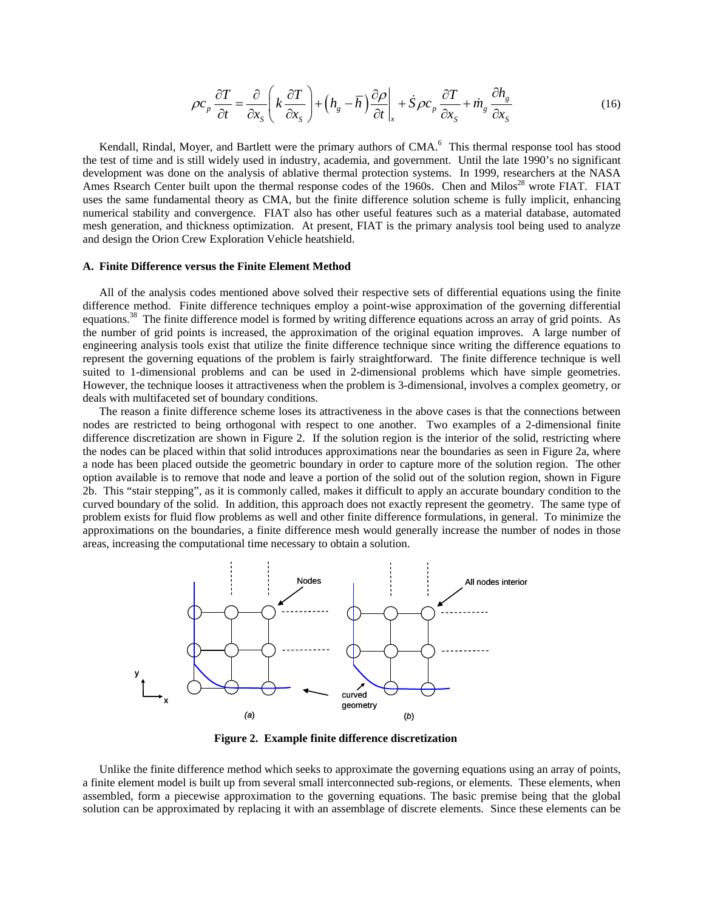$$\rho c_p \frac{\partial T}{\partial t} = \frac{\partial}{\partial x_S}\left(k\frac{\partial T}{\partial x_S}\right) + \left(h_g - \bar{h}\right)\frac{\partial \rho}{\partial t}\bigg|_x + \dot{S}\rho c_p \frac{\partial T}{\partial x_S} + \dot{m}_g \frac{\partial h_g}{\partial x_S} \tag{16}$$

Kendall, Rindal, Moyer, and Bartlett were the primary authors of CMA.[6] This thermal response tool has stood the test of time and is still widely used in industry, academia, and government. Until the late 1990's no significant development was done on the analysis of ablative thermal protection systems. In 1999, researchers at the NASA Ames Rsearch Center built upon the thermal response codes of the 1960s. Chen and Milos[28] wrote FIAT. FIAT uses the same fundamental theory as CMA, but the finite difference solution scheme is fully implicit, enhancing numerical stability and convergence. FIAT also has other useful features such as a material database, automated mesh generation, and thickness optimization. At present, FIAT is the primary analysis tool being used to analyze and design the Orion Crew Exploration Vehicle heatshield.

### A. Finite Difference versus the Finite Element Method

All of the analysis codes mentioned above solved their respective sets of differential equations using the finite difference method. Finite difference techniques employ a point-wise approximation of the governing differential equations.[38] The finite difference model is formed by writing difference equations across an array of grid points. As the number of grid points is increased, the approximation of the original equation improves. A large number of engineering analysis tools exist that utilize the finite difference technique since writing the difference equations to represent the governing equations of the problem is fairly straightforward. The finite difference technique is well suited to 1-dimensional problems and can be used in 2-dimensional problems which have simple geometries. However, the technique looses it attractiveness when the problem is 3-dimensional, involves a complex geometry, or deals with multifaceted set of boundary conditions.

The reason a finite difference scheme loses its attractiveness in the above cases is that the connections between nodes are restricted to being orthogonal with respect to one another. Two examples of a 2-dimensional finite difference discretization are shown in Figure 2. If the solution region is the interior of the solid, restricting where the nodes can be placed within that solid introduces approximations near the boundaries as seen in Figure 2a, where a node has been placed outside the geometric boundary in order to capture more of the solution region. The other option available is to remove that node and leave a portion of the solid out of the solution region, shown in Figure 2b. This "stair stepping", as it is commonly called, makes it difficult to apply an accurate boundary condition to the curved boundary of the solid. In addition, this approach does not exactly represent the geometry. The same type of problem exists for fluid flow problems as well and other finite difference formulations, in general. To minimize the approximations on the boundaries, a finite difference mesh would generally increase the number of nodes in those areas, increasing the computational time necessary to obtain a solution.

**Figure 2. Example finite difference discretization**

Unlike the finite difference method which seeks to approximate the governing equations using an array of points, a finite element model is built up from several small interconnected sub-regions, or elements. These elements, when assembled, form a piecewise approximation to the governing equations. The basic premise being that the global solution can be approximated by replacing it with an assemblage of discrete elements. Since these elements can be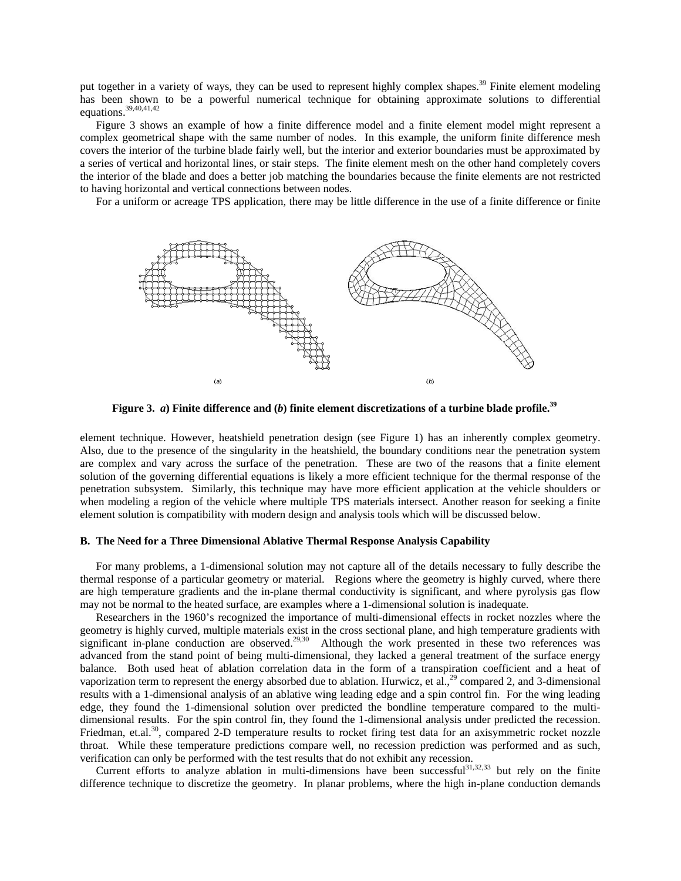put together in a variety of ways, they can be used to represent highly complex shapes.[39] Finite element modeling has been shown to be a powerful numerical technique for obtaining approximate solutions to differential equations.[39,40,41,42]

Figure 3 shows an example of how a finite difference model and a finite element model might represent a complex geometrical shape with the same number of nodes. In this example, the uniform finite difference mesh covers the interior of the turbine blade fairly well, but the interior and exterior boundaries must be approximated by a series of vertical and horizontal lines, or stair steps. The finite element mesh on the other hand completely covers the interior of the blade and does a better job matching the boundaries because the finite elements are not restricted to having horizontal and vertical connections between nodes.

For a uniform or acreage TPS application, there may be little difference in the use of a finite difference or finite element technique. However, heatshield penetration design (see Figure 1) has an inherently complex geometry. Also, due to the presence of the singularity in the heatshield, the boundary conditions near the penetration system are complex and vary across the surface of the penetration. These are two of the reasons that a finite element solution of the governing differential equations is likely a more efficient technique for the thermal response of the penetration subsystem. Similarly, this technique may have more efficient application at the vehicle shoulders or when modeling a region of the vehicle where multiple TPS materials intersect. Another reason for seeking a finite element solution is compatibility with modern design and analysis tools which will be discussed below.

**Figure 3. *a*) Finite difference and (*b*) finite element discretizations of a turbine blade profile.[39]**

### B. The Need for a Three Dimensional Ablative Thermal Response Analysis Capability

For many problems, a 1-dimensional solution may not capture all of the details necessary to fully describe the thermal response of a particular geometry or material. Regions where the geometry is highly curved, where there are high temperature gradients and the in-plane thermal conductivity is significant, and where pyrolysis gas flow may not be normal to the heated surface, are examples where a 1-dimensional solution is inadequate.

Researchers in the 1960's recognized the importance of multi-dimensional effects in rocket nozzles where the geometry is highly curved, multiple materials exist in the cross sectional plane, and high temperature gradients with significant in-plane conduction are observed.[29,30] Although the work presented in these two references was advanced from the stand point of being multi-dimensional, they lacked a general treatment of the surface energy balance. Both used heat of ablation correlation data in the form of a transpiration coefficient and a heat of vaporization term to represent the energy absorbed due to ablation. Hurwicz, et al.,[29] compared 2, and 3-dimensional results with a 1-dimensional analysis of an ablative wing leading edge and a spin control fin. For the wing leading edge, they found the 1-dimensional solution over predicted the bondline temperature compared to the multi-dimensional results. For the spin control fin, they found the 1-dimensional analysis under predicted the recession. Friedman, et.al.[30], compared 2-D temperature results to rocket firing test data for an axisymmetric rocket nozzle throat. While these temperature predictions compare well, no recession prediction was performed and as such, verification can only be performed with the test results that do not exhibit any recession.

Current efforts to analyze ablation in multi-dimensions have been successful[31,32,33] but rely on the finite difference technique to discretize the geometry. In planar problems, where the high in-plane conduction demands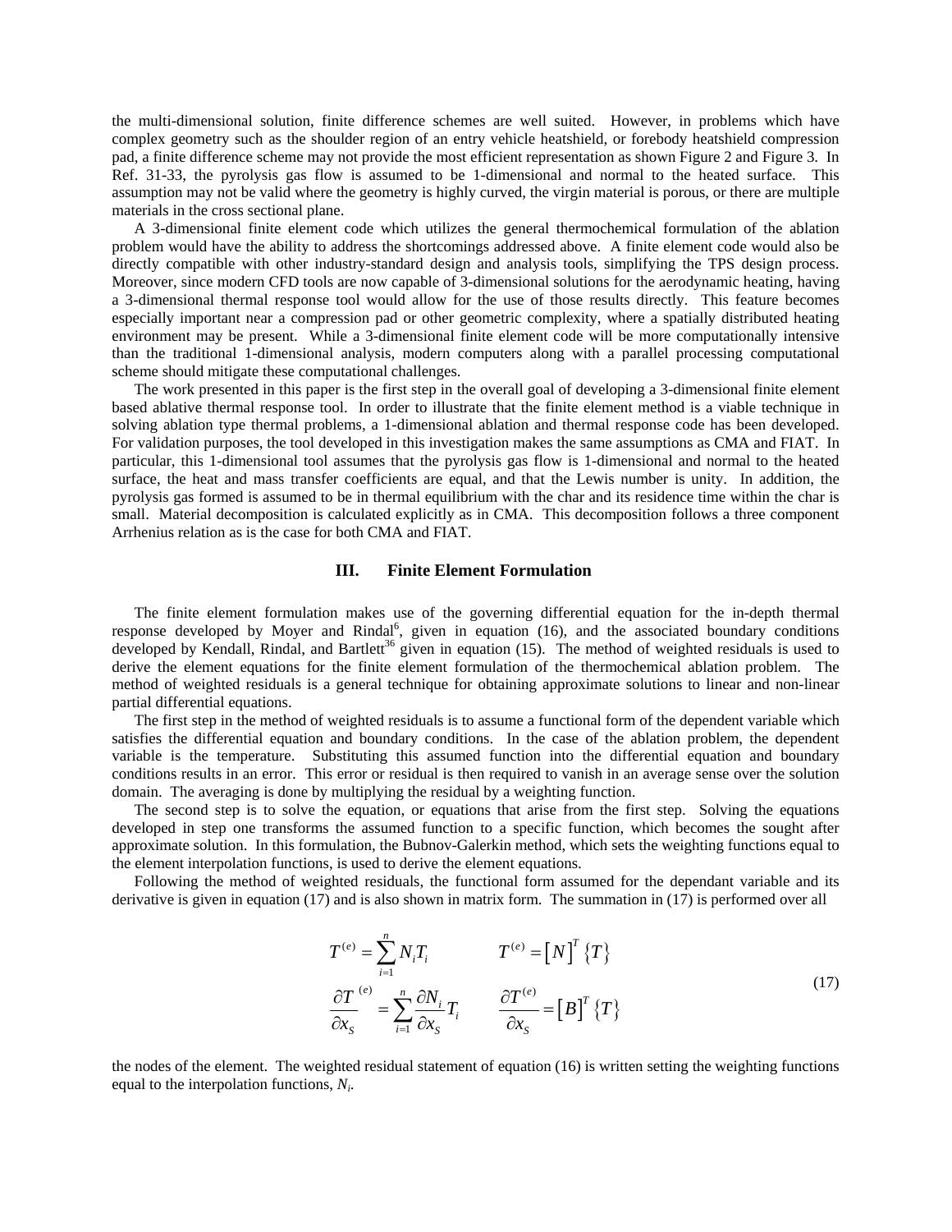the multi-dimensional solution, finite difference schemes are well suited. However, in problems which have complex geometry such as the shoulder region of an entry vehicle heatshield, or forebody heatshield compression pad, a finite difference scheme may not provide the most efficient representation as shown Figure 2 and Figure 3. In Ref. 31-33, the pyrolysis gas flow is assumed to be 1-dimensional and normal to the heated surface. This assumption may not be valid where the geometry is highly curved, the virgin material is porous, or there are multiple materials in the cross sectional plane.

A 3-dimensional finite element code which utilizes the general thermochemical formulation of the ablation problem would have the ability to address the shortcomings addressed above. A finite element code would also be directly compatible with other industry-standard design and analysis tools, simplifying the TPS design process. Moreover, since modern CFD tools are now capable of 3-dimensional solutions for the aerodynamic heating, having a 3-dimensional thermal response tool would allow for the use of those results directly. This feature becomes especially important near a compression pad or other geometric complexity, where a spatially distributed heating environment may be present. While a 3-dimensional finite element code will be more computationally intensive than the traditional 1-dimensional analysis, modern computers along with a parallel processing computational scheme should mitigate these computational challenges.

The work presented in this paper is the first step in the overall goal of developing a 3-dimensional finite element based ablative thermal response tool. In order to illustrate that the finite element method is a viable technique in solving ablation type thermal problems, a 1-dimensional ablation and thermal response code has been developed. For validation purposes, the tool developed in this investigation makes the same assumptions as CMA and FIAT. In particular, this 1-dimensional tool assumes that the pyrolysis gas flow is 1-dimensional and normal to the heated surface, the heat and mass transfer coefficients are equal, and that the Lewis number is unity. In addition, the pyrolysis gas formed is assumed to be in thermal equilibrium with the char and its residence time within the char is small. Material decomposition is calculated explicitly as in CMA. This decomposition follows a three component Arrhenius relation as is the case for both CMA and FIAT.

## III. Finite Element Formulation

The finite element formulation makes use of the governing differential equation for the in-depth thermal response developed by Moyer and Rindal[6], given in equation (16), and the associated boundary conditions developed by Kendall, Rindal, and Bartlett[36] given in equation (15). The method of weighted residuals is used to derive the element equations for the finite element formulation of the thermochemical ablation problem. The method of weighted residuals is a general technique for obtaining approximate solutions to linear and non-linear partial differential equations.

The first step in the method of weighted residuals is to assume a functional form of the dependent variable which satisfies the differential equation and boundary conditions. In the case of the ablation problem, the dependent variable is the temperature. Substituting this assumed function into the differential equation and boundary conditions results in an error. This error or residual is then required to vanish in an average sense over the solution domain. The averaging is done by multiplying the residual by a weighting function.

The second step is to solve the equation, or equations that arise from the first step. Solving the equations developed in step one transforms the assumed function to a specific function, which becomes the sought after approximate solution. In this formulation, the Bubnov-Galerkin method, which sets the weighting functions equal to the element interpolation functions, is used to derive the element equations.

Following the method of weighted residuals, the functional form assumed for the dependant variable and its derivative is given in equation (17) and is also shown in matrix form. The summation in (17) is performed over all

$$
\begin{aligned}
T^{(e)} &= \sum_{i=1}^{n} N_i T_i \qquad & T^{(e)} &= \left[N\right]^T \left\{T\right\} \\
\frac{\partial T}{\partial x_S}^{(e)} &= \sum_{i=1}^{n} \frac{\partial N_i}{\partial x_S} T_i \qquad & \frac{\partial T^{(e)}}{\partial x_S} &= \left[B\right]^T \left\{T\right\}
\end{aligned}
\tag{17}
$$

the nodes of the element. The weighted residual statement of equation (16) is written setting the weighting functions equal to the interpolation functions, $N_i$.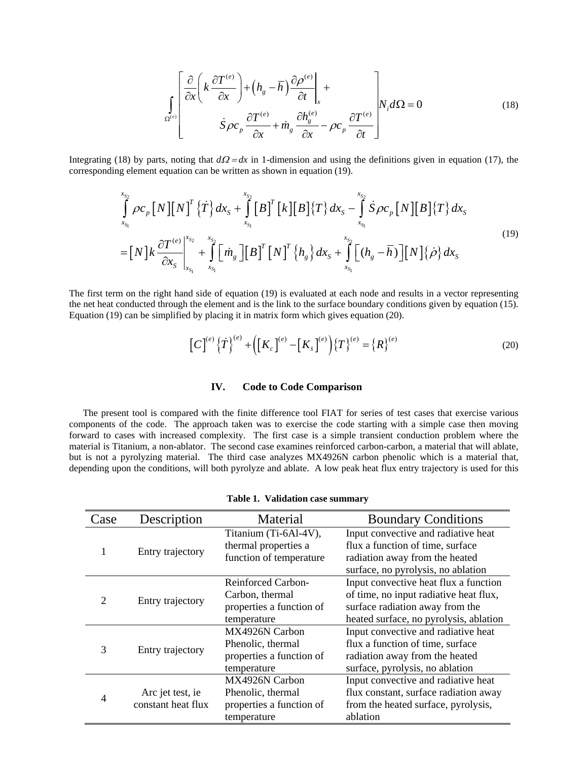$$\int_{\Omega^{(e)}} \left[ \begin{array}{l} \dfrac{\partial}{\partial x}\left( k \dfrac{\partial T^{(e)}}{\partial x} \right) + \left( h_g - \overline{h} \right) \dfrac{\partial \rho^{(e)}}{\partial t} \Bigg|_x + \\ \qquad \dot{S} \rho c_p \dfrac{\partial T^{(e)}}{\partial x} + \dot{m}_g \dfrac{\partial h_g^{(e)}}{\partial x} - \rho c_p \dfrac{\partial T^{(e)}}{\partial t} \end{array} \right] N_i d\Omega = 0 \tag{18}$$

Integrating (18) by parts, noting that $d\Omega = dx$ in 1-dimension and using the definitions given in equation (17), the corresponding element equation can be written as shown in equation (19).

$$\begin{aligned} &\int_{x_{S_1}}^{x_{S_2}} \rho c_p \left[N\right]\left[N\right]^T \left\{\dot{T}\right\} dx_S + \int_{x_{S_1}}^{x_{S_2}} \left[B\right]^T \left[k\right]\left[B\right]\left\{T\right\} dx_S - \int_{x_{S_1}}^{x_{S_2}} \dot{S} \rho c_p \left[N\right]\left[B\right]\left\{T\right\} dx_S \\ &= \left[N\right] k \frac{\partial T^{(e)}}{\partial x_S}\Bigg|_{x_{S_1}}^{x_{S_2}} + \int_{x_{S_1}}^{x_{S_2}} \left[\dot{m}_g\right]\left[B\right]^T \left[N\right]^T \left\{h_g\right\} dx_S + \int_{x_{S_1}}^{x_{S_2}} \left[(h_g - \overline{h})\right]\left[N\right]\left\{\dot{\rho}\right\} dx_S \end{aligned} \tag{19}$$

The first term on the right hand side of equation (19) is evaluated at each node and results in a vector representing the net heat conducted through the element and is the link to the surface boundary conditions given by equation (15). Equation (19) can be simplified by placing it in matrix form which gives equation (20).

$$\left[C\right]^{(e)} \left\{\dot{T}\right\}^{(e)} + \left( \left[K_c\right]^{(e)} - \left[K_{\dot{s}}\right]^{(e)} \right) \left\{T\right\}^{(e)} = \left\{R\right\}^{(e)} \tag{20}$$

## IV. Code to Code Comparison

The present tool is compared with the finite difference tool FIAT for series of test cases that exercise various components of the code. The approach taken was to exercise the code starting with a simple case then moving forward to cases with increased complexity. The first case is a simple transient conduction problem where the material is Titanium, a non-ablator. The second case examines reinforced carbon-carbon, a material that will ablate, but is not a pyrolyzing material. The third case analyzes MX4926N carbon phenolic which is a material that, depending upon the conditions, will both pyrolyze and ablate. A low peak heat flux entry trajectory is used for this

**Table 1. Validation case summary**

| Case | Description | Material | Boundary Conditions |
|---|---|---|---|
| 1 | Entry trajectory | Titanium (Ti-6Al-4V), thermal properties a function of temperature | Input convective and radiative heat flux a function of time, surface radiation away from the heated surface, no pyrolysis, no ablation |
| 2 | Entry trajectory | Reinforced Carbon-Carbon, thermal properties a function of temperature | Input convective heat flux a function of time, no input radiative heat flux, surface radiation away from the heated surface, no pyrolysis, ablation |
| 3 | Entry trajectory | MX4926N Carbon Phenolic, thermal properties a function of temperature | Input convective and radiative heat flux a function of time, surface radiation away from the heated surface, pyrolysis, no ablation |
| 4 | Arc jet test, ie constant heat flux | MX4926N Carbon Phenolic, thermal properties a function of temperature | Input convective and radiative heat flux constant, surface radiation away from the heated surface, pyrolysis, ablation |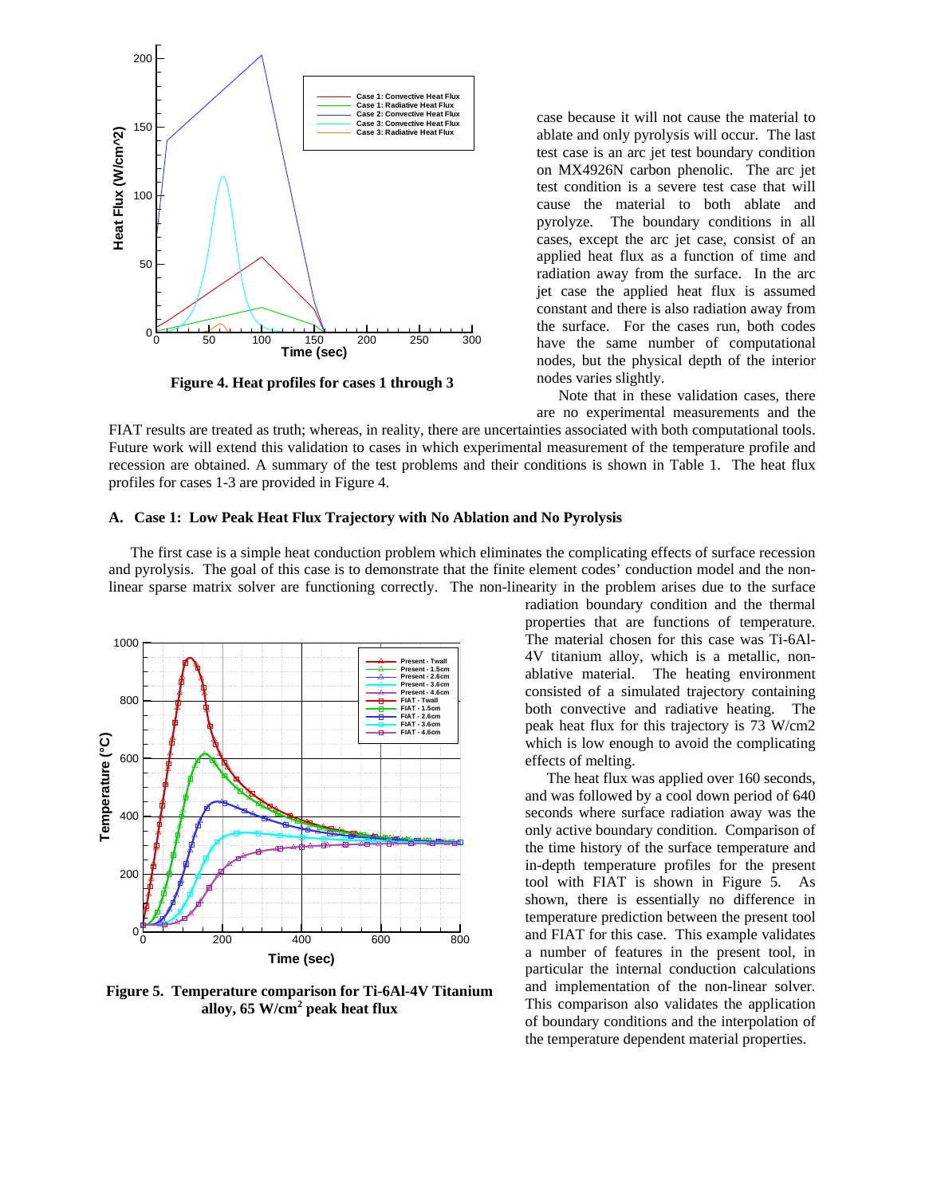Figure 4. Heat profiles for cases 1 through 3

case because it will not cause the material to ablate and only pyrolysis will occur. The last test case is an arc jet test boundary condition on MX4926N carbon phenolic. The arc jet test condition is a severe test case that will cause the material to both ablate and pyrolyze. The boundary conditions in all cases, except the arc jet case, consist of an applied heat flux as a function of time and radiation away from the surface. In the arc jet case the applied heat flux is assumed constant and there is also radiation away from the surface. For the cases run, both codes have the same number of computational nodes, but the physical depth of the interior nodes varies slightly.

Note that in these validation cases, there are no experimental measurements and the FIAT results are treated as truth; whereas, in reality, there are uncertainties associated with both computational tools. Future work will extend this validation to cases in which experimental measurement of the temperature profile and recession are obtained. A summary of the test problems and their conditions is shown in Table 1. The heat flux profiles for cases 1-3 are provided in Figure 4.

### A. Case 1: Low Peak Heat Flux Trajectory with No Ablation and No Pyrolysis

The first case is a simple heat conduction problem which eliminates the complicating effects of surface recession and pyrolysis. The goal of this case is to demonstrate that the finite element codes' conduction model and the non-linear sparse matrix solver are functioning correctly. The non-linearity in the problem arises due to the surface radiation boundary condition and the thermal properties that are functions of temperature. The material chosen for this case was Ti-6Al-4V titanium alloy, which is a metallic, non-ablative material. The heating environment consisted of a simulated trajectory containing both convective and radiative heating. The peak heat flux for this trajectory is 73 W/cm2 which is low enough to avoid the complicating effects of melting.

The heat flux was applied over 160 seconds, and was followed by a cool down period of 640 seconds where surface radiation away was the only active boundary condition. Comparison of the time history of the surface temperature and in-depth temperature profiles for the present tool with FIAT is shown in Figure 5. As shown, there is essentially no difference in temperature prediction between the present tool and FIAT for this case. This example validates a number of features in the present tool, in particular the internal conduction calculations and implementation of the non-linear solver. This comparison also validates the application of boundary conditions and the interpolation of the temperature dependent material properties.

Figure 5. Temperature comparison for Ti-6Al-4V Titanium alloy, 65 W/cm$^2$ peak heat flux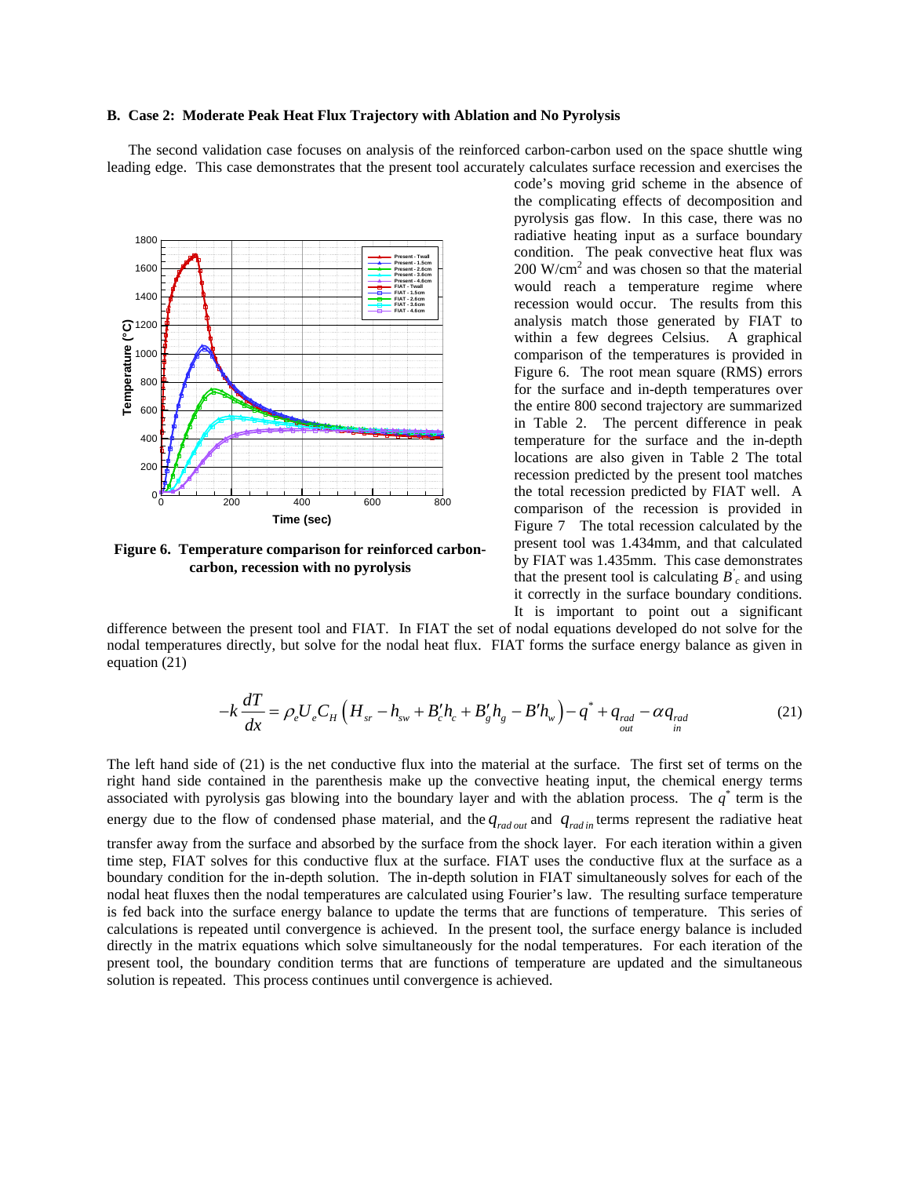### B. Case 2: Moderate Peak Heat Flux Trajectory with Ablation and No Pyrolysis

The second validation case focuses on analysis of the reinforced carbon-carbon used on the space shuttle wing leading edge. This case demonstrates that the present tool accurately calculates surface recession and exercises the code's moving grid scheme in the absence of the complicating effects of decomposition and pyrolysis gas flow. In this case, there was no radiative heating input as a surface boundary condition. The peak convective heat flux was 200 W/cm$^2$ and was chosen so that the material would reach a temperature regime where recession would occur. The results from this analysis match those generated by FIAT to within a few degrees Celsius. A graphical comparison of the temperatures is provided in Figure 6. The root mean square (RMS) errors for the surface and in-depth temperatures over the entire 800 second trajectory are summarized in Table 2. The percent difference in peak temperature for the surface and the in-depth locations are also given in Table 2 The total recession predicted by the present tool matches the total recession predicted by FIAT well. A comparison of the recession is provided in Figure 7 The total recession calculated by the present tool was 1.434mm, and that calculated by FIAT was 1.435mm. This case demonstrates that the present tool is calculating $B'_c$ and using it correctly in the surface boundary conditions.

**Figure 6. Temperature comparison for reinforced carbon-carbon, recession with no pyrolysis**

It is important to point out a significant difference between the present tool and FIAT. In FIAT the set of nodal equations developed do not solve for the nodal temperatures directly, but solve for the nodal heat flux. FIAT forms the surface energy balance as given in equation (21)

$$-k\frac{dT}{dx} = \rho_e U_e C_H \left( H_{sr} - h_{sw} + B'_c h_c + B'_g h_g - B' h_w \right) - q^* + q_{\substack{rad \\ out}} - \alpha q_{\substack{rad \\ in}} \tag{21}$$

The left hand side of (21) is the net conductive flux into the material at the surface. The first set of terms on the right hand side contained in the parenthesis make up the convective heating input, the chemical energy terms associated with pyrolysis gas blowing into the boundary layer and with the ablation process. The $q^*$ term is the energy due to the flow of condensed phase material, and the $q_{rad\,out}$ and $q_{rad\,in}$ terms represent the radiative heat transfer away from the surface and absorbed by the surface from the shock layer. For each iteration within a given time step, FIAT solves for this conductive flux at the surface. FIAT uses the conductive flux at the surface as a boundary condition for the in-depth solution. The in-depth solution in FIAT simultaneously solves for each of the nodal heat fluxes then the nodal temperatures are calculated using Fourier's law. The resulting surface temperature is fed back into the surface energy balance to update the terms that are functions of temperature. This series of calculations is repeated until convergence is achieved. In the present tool, the surface energy balance is included directly in the matrix equations which solve simultaneously for the nodal temperatures. For each iteration of the present tool, the boundary condition terms that are functions of temperature are updated and the simultaneous solution is repeated. This process continues until convergence is achieved.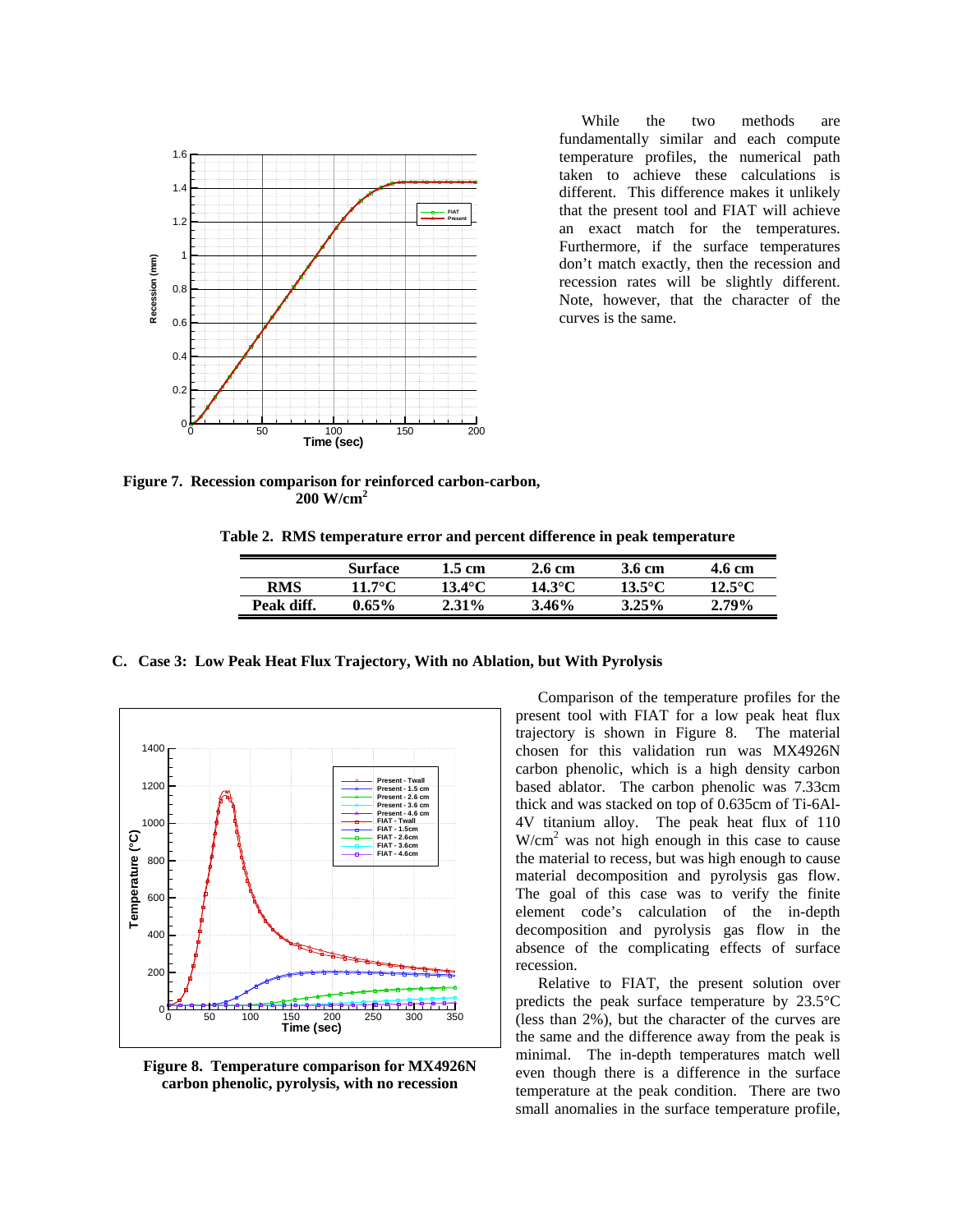While the two methods are fundamentally similar and each compute temperature profiles, the numerical path taken to achieve these calculations is different. This difference makes it unlikely that the present tool and FIAT will achieve an exact match for the temperatures. Furthermore, if the surface temperatures don't match exactly, then the recession and recession rates will be slightly different. Note, however, that the character of the curves is the same.

**Figure 7. Recession comparison for reinforced carbon-carbon, 200 W/cm$^2$**

**Table 2. RMS temperature error and percent difference in peak temperature**

| | Surface | 1.5 cm | 2.6 cm | 3.6 cm | 4.6 cm |
|---|---|---|---|---|---|
| RMS | 11.7°C | 13.4°C | 14.3°C | 13.5°C | 12.5°C |
| Peak diff. | 0.65% | 2.31% | 3.46% | 3.25% | 2.79% |

### C. Case 3: Low Peak Heat Flux Trajectory, With no Ablation, but With Pyrolysis

Comparison of the temperature profiles for the present tool with FIAT for a low peak heat flux trajectory is shown in Figure 8. The material chosen for this validation run was MX4926N carbon phenolic, which is a high density carbon based ablator. The carbon phenolic was 7.33cm thick and was stacked on top of 0.635cm of Ti-6Al-4V titanium alloy. The peak heat flux of 110 W/cm$^2$ was not high enough in this case to cause the material to recess, but was high enough to cause material decomposition and pyrolysis gas flow. The goal of this case was to verify the finite element code's calculation of the in-depth decomposition and pyrolysis gas flow in the absence of the complicating effects of surface recession.

**Figure 8. Temperature comparison for MX4926N carbon phenolic, pyrolysis, with no recession**

Relative to FIAT, the present solution over predicts the peak surface temperature by 23.5°C (less than 2%), but the character of the curves are the same and the difference away from the peak is minimal. The in-depth temperatures match well even though there is a difference in the surface temperature at the peak condition. There are two small anomalies in the surface temperature profile,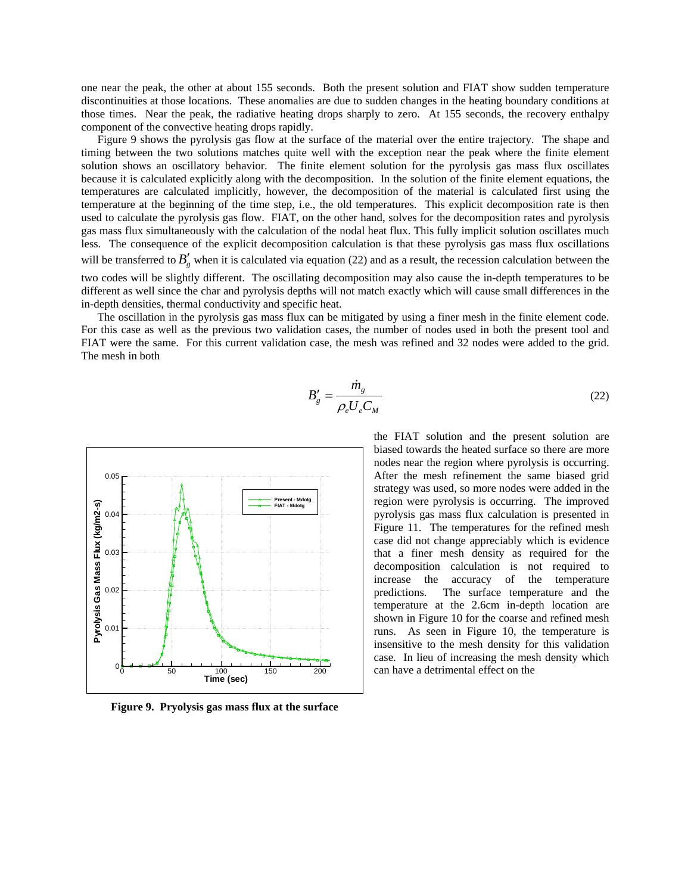one near the peak, the other at about 155 seconds. Both the present solution and FIAT show sudden temperature discontinuities at those locations. These anomalies are due to sudden changes in the heating boundary conditions at those times. Near the peak, the radiative heating drops sharply to zero. At 155 seconds, the recovery enthalpy component of the convective heating drops rapidly.

Figure 9 shows the pyrolysis gas flow at the surface of the material over the entire trajectory. The shape and timing between the two solutions matches quite well with the exception near the peak where the finite element solution shows an oscillatory behavior. The finite element solution for the pyrolysis gas mass flux oscillates because it is calculated explicitly along with the decomposition. In the solution of the finite element equations, the temperatures are calculated implicitly, however, the decomposition of the material is calculated first using the temperature at the beginning of the time step, i.e., the old temperatures. This explicit decomposition rate is then used to calculate the pyrolysis gas flow. FIAT, on the other hand, solves for the decomposition rates and pyrolysis gas mass flux simultaneously with the calculation of the nodal heat flux. This fully implicit solution oscillates much less. The consequence of the explicit decomposition calculation is that these pyrolysis gas mass flux oscillations will be transferred to $B'_g$ when it is calculated via equation (22) and as a result, the recession calculation between the two codes will be slightly different. The oscillating decomposition may also cause the in-depth temperatures to be different as well since the char and pyrolysis depths will not match exactly which will cause small differences in the in-depth densities, thermal conductivity and specific heat.

The oscillation in the pyrolysis gas mass flux can be mitigated by using a finer mesh in the finite element code. For this case as well as the previous two validation cases, the number of nodes used in both the present tool and FIAT were the same. For this current validation case, the mesh was refined and 32 nodes were added to the grid. The mesh in both the FIAT solution and the present solution are biased towards the heated surface so there are more nodes near the region where pyrolysis is occurring. After the mesh refinement the same biased grid strategy was used, so more nodes were added in the region were pyrolysis is occurring. The improved pyrolysis gas mass flux calculation is presented in Figure 11. The temperatures for the refined mesh case did not change appreciably which is evidence that a finer mesh density as required for the decomposition calculation is not required to increase the accuracy of the temperature predictions. The surface temperature and the temperature at the 2.6cm in-depth location are shown in Figure 10 for the coarse and refined mesh runs. As seen in Figure 10, the temperature is insensitive to the mesh density for this validation case. In lieu of increasing the mesh density which can have a detrimental effect on the

$$B'_g = \frac{\dot{m}_g}{\rho_e U_e C_M} \tag{22}$$

Pyrolysis Gas Mass Flux (kg/m2-s)
0.05
0.04
0.03
0.02
0.01
0
0
50
100
150
200
Time (sec)
Present - Mdotg
FIAT - Mdotg

**Figure 9. Pryolysis gas mass flux at the surface**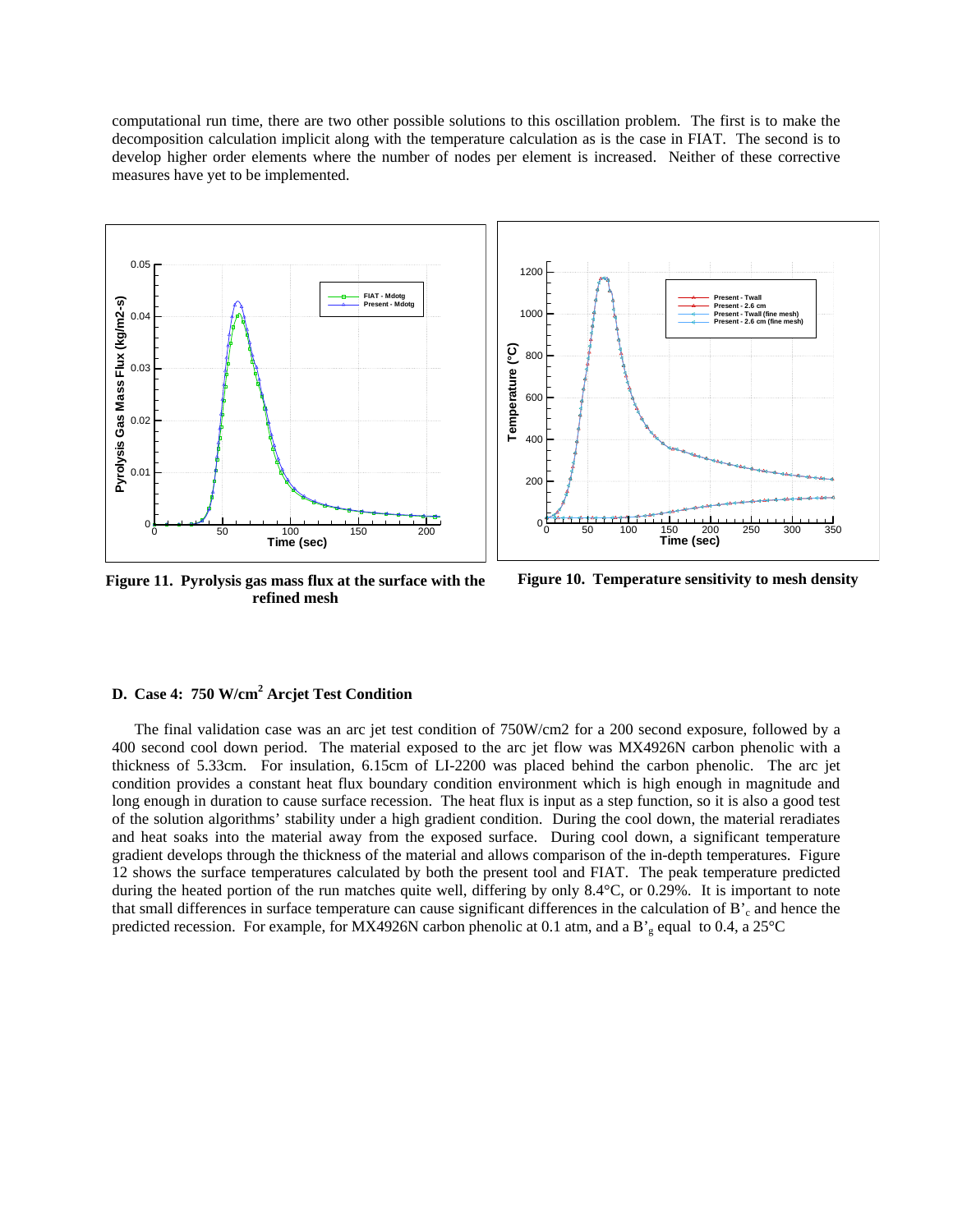computational run time, there are two other possible solutions to this oscillation problem. The first is to make the decomposition calculation implicit along with the temperature calculation as is the case in FIAT. The second is to develop higher order elements where the number of nodes per element is increased. Neither of these corrective measures have yet to be implemented.

**Figure 11. Pyrolysis gas mass flux at the surface with the refined mesh**

**Figure 10. Temperature sensitivity to mesh density**

### D. Case 4: 750 W/cm$^2$ Arcjet Test Condition

The final validation case was an arc jet test condition of 750W/cm2 for a 200 second exposure, followed by a 400 second cool down period. The material exposed to the arc jet flow was MX4926N carbon phenolic with a thickness of 5.33cm. For insulation, 6.15cm of LI-2200 was placed behind the carbon phenolic. The arc jet condition provides a constant heat flux boundary condition environment which is high enough in magnitude and long enough in duration to cause surface recession. The heat flux is input as a step function, so it is also a good test of the solution algorithms' stability under a high gradient condition. During the cool down, the material reradiates and heat soaks into the material away from the exposed surface. During cool down, a significant temperature gradient develops through the thickness of the material and allows comparison of the in-depth temperatures. Figure 12 shows the surface temperatures calculated by both the present tool and FIAT. The peak temperature predicted during the heated portion of the run matches quite well, differing by only 8.4°C, or 0.29%. It is important to note that small differences in surface temperature can cause significant differences in the calculation of $B'_c$ and hence the predicted recession. For example, for MX4926N carbon phenolic at 0.1 atm, and a $B'_g$ equal to 0.4, a 25°C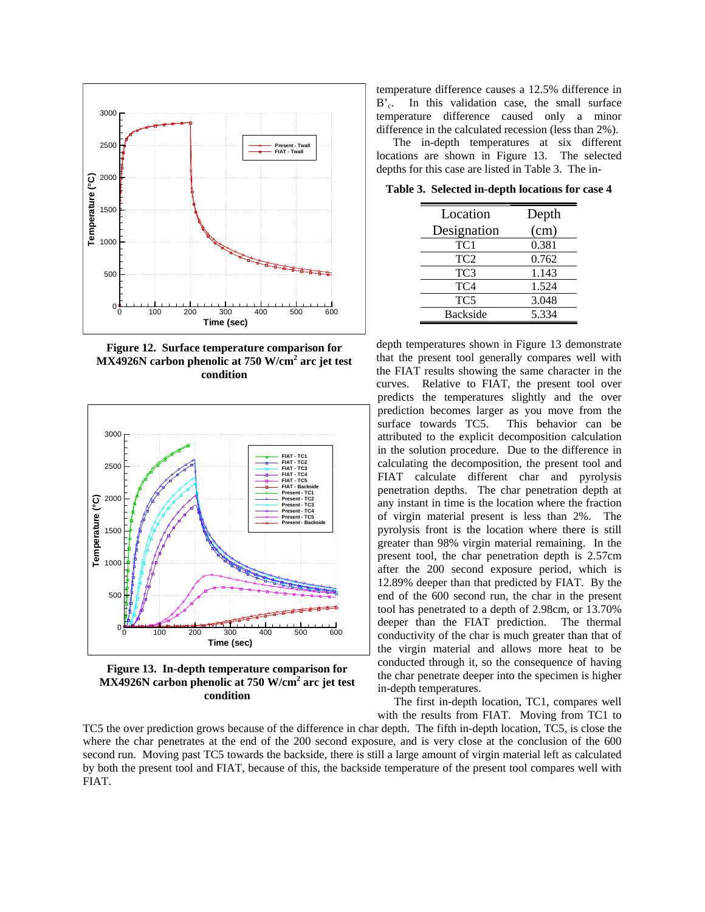Figure 12. Surface temperature comparison for MX4926N carbon phenolic at 750 W/cm$^2$ arc jet test condition

Figure 13. In-depth temperature comparison for MX4926N carbon phenolic at 750 W/cm$^2$ arc jet test condition

temperature difference causes a 12.5% difference in $B'_c$. In this validation case, the small surface temperature difference caused only a minor difference in the calculated recession (less than 2%).

The in-depth temperatures at six different locations are shown in Figure 13. The selected depths for this case are listed in Table 3. The in-depth temperatures shown in Figure 13 demonstrate that the present tool generally compares well with the FIAT results showing the same character in the curves. Relative to FIAT, the present tool over predicts the temperatures slightly and the over prediction becomes larger as you move from the surface towards TC5. This behavior can be attributed to the explicit decomposition calculation in the solution procedure. Due to the difference in calculating the decomposition, the present tool and FIAT calculate different char and pyrolysis penetration depths. The char penetration depth at any instant in time is the location where the fraction of virgin material present is less than 2%. The pyrolysis front is the location where there is still greater than 98% virgin material remaining. In the present tool, the char penetration depth is 2.57cm after the 200 second exposure period, which is 12.89% deeper than that predicted by FIAT. By the end of the 600 second run, the char in the present tool has penetrated to a depth of 2.98cm, or 13.70% deeper than the FIAT prediction. The thermal conductivity of the char is much greater than that of the virgin material and allows more heat to be conducted through it, so the consequence of having the char penetrate deeper into the specimen is higher in-depth temperatures.

**Table 3. Selected in-depth locations for case 4**

| Location Designation | Depth (cm) |
|---|---|
| TC1 | 0.381 |
| TC2 | 0.762 |
| TC3 | 1.143 |
| TC4 | 1.524 |
| TC5 | 3.048 |
| Backside | 5.334 |

The first in-depth location, TC1, compares well with the results from FIAT. Moving from TC1 to TC5 the over prediction grows because of the difference in char depth. The fifth in-depth location, TC5, is close the where the char penetrates at the end of the 200 second exposure, and is very close at the conclusion of the 600 second run. Moving past TC5 towards the backside, there is still a large amount of virgin material left as calculated by both the present tool and FIAT, because of this, the backside temperature of the present tool compares well with FIAT.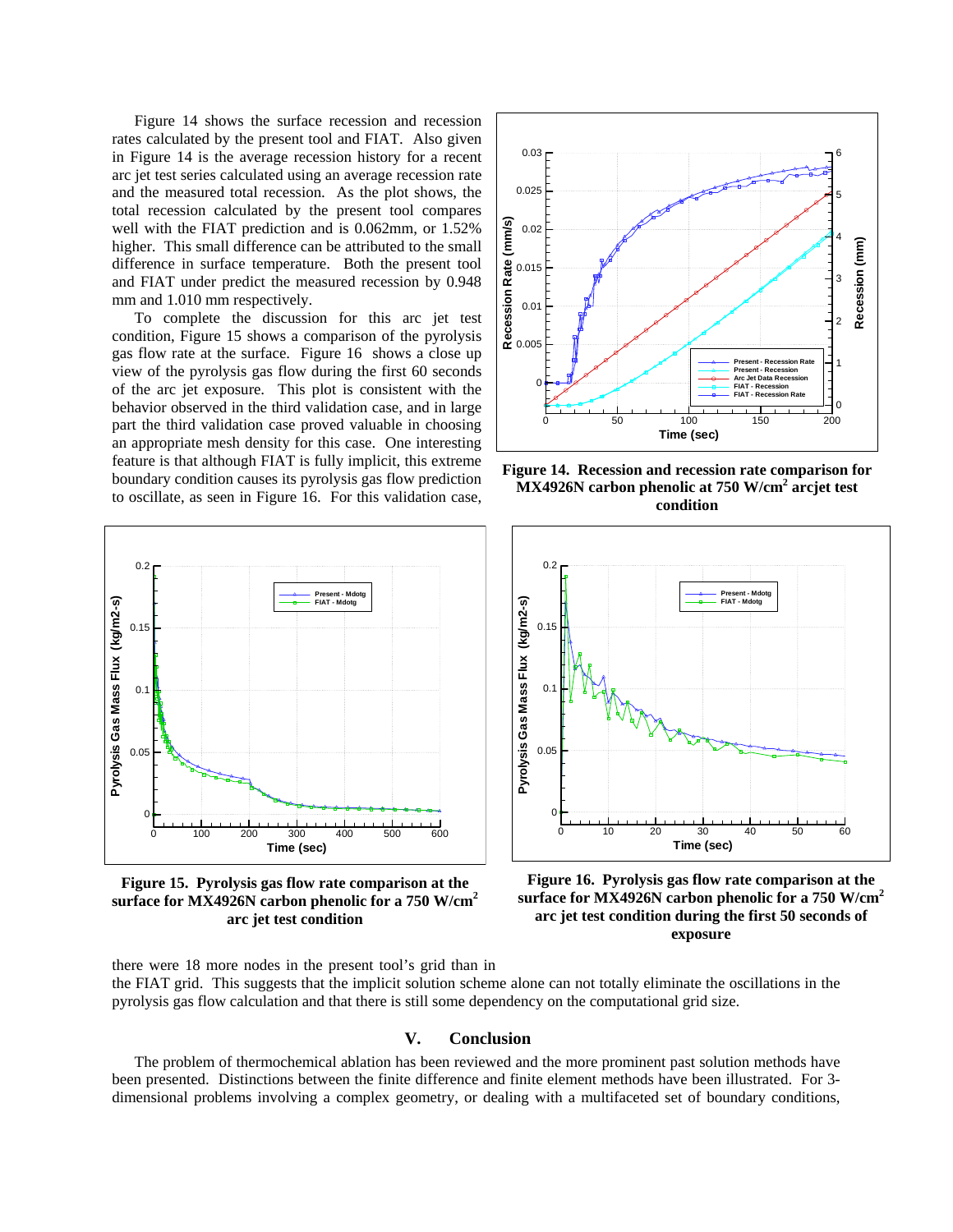Figure 14 shows the surface recession and recession rates calculated by the present tool and FIAT. Also given in Figure 14 is the average recession history for a recent arc jet test series calculated using an average recession rate and the measured total recession. As the plot shows, the total recession calculated by the present tool compares well with the FIAT prediction and is 0.062mm, or 1.52% higher. This small difference can be attributed to the small difference in surface temperature. Both the present tool and FIAT under predict the measured recession by 0.948 mm and 1.010 mm respectively.

To complete the discussion for this arc jet test condition, Figure 15 shows a comparison of the pyrolysis gas flow rate at the surface. Figure 16 shows a close up view of the pyrolysis gas flow during the first 60 seconds of the arc jet exposure. This plot is consistent with the behavior observed in the third validation case, and in large part the third validation case proved valuable in choosing an appropriate mesh density for this case. One interesting feature is that although FIAT is fully implicit, this extreme boundary condition causes its pyrolysis gas flow prediction to oscillate, as seen in Figure 16. For this validation case, there were 18 more nodes in the present tool's grid than in the FIAT grid. This suggests that the implicit solution scheme alone can not totally eliminate the oscillations in the pyrolysis gas flow calculation and that there is still some dependency on the computational grid size.

**Figure 14. Recession and recession rate comparison for MX4926N carbon phenolic at 750 W/cm$^2$ arcjet test condition**

**Figure 15. Pyrolysis gas flow rate comparison at the surface for MX4926N carbon phenolic for a 750 W/cm$^2$ arc jet test condition**

**Figure 16. Pyrolysis gas flow rate comparison at the surface for MX4926N carbon phenolic for a 750 W/cm$^2$ arc jet test condition during the first 50 seconds of exposure**

## V. Conclusion

The problem of thermochemical ablation has been reviewed and the more prominent past solution methods have been presented. Distinctions between the finite difference and finite element methods have been illustrated. For 3-dimensional problems involving a complex geometry, or dealing with a multifaceted set of boundary conditions,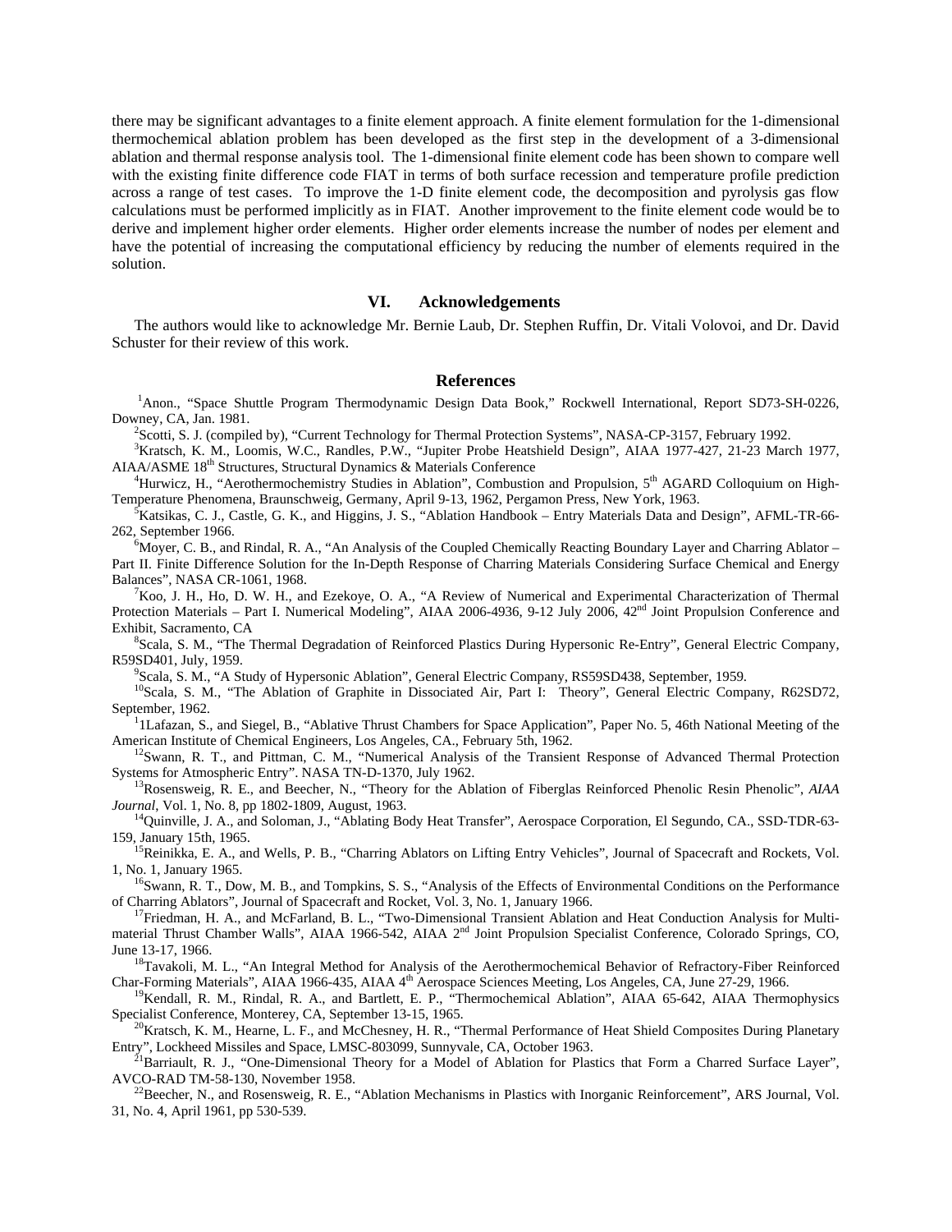there may be significant advantages to a finite element approach. A finite element formulation for the 1-dimensional thermochemical ablation problem has been developed as the first step in the development of a 3-dimensional ablation and thermal response analysis tool. The 1-dimensional finite element code has been shown to compare well with the existing finite difference code FIAT in terms of both surface recession and temperature profile prediction across a range of test cases. To improve the 1-D finite element code, the decomposition and pyrolysis gas flow calculations must be performed implicitly as in FIAT. Another improvement to the finite element code would be to derive and implement higher order elements. Higher order elements increase the number of nodes per element and have the potential of increasing the computational efficiency by reducing the number of elements required in the solution.

## VI. Acknowledgements

The authors would like to acknowledge Mr. Bernie Laub, Dr. Stephen Ruffin, Dr. Vitali Volovoi, and Dr. David Schuster for their review of this work.

## References

[1]Anon., "Space Shuttle Program Thermodynamic Design Data Book," Rockwell International, Report SD73-SH-0226, Downey, CA, Jan. 1981.

[2]Scotti, S. J. (compiled by), "Current Technology for Thermal Protection Systems", NASA-CP-3157, February 1992.

[3]Kratsch, K. M., Loomis, W.C., Randles, P.W., "Jupiter Probe Heatshield Design", AIAA 1977-427, 21-23 March 1977, AIAA/ASME 18th Structures, Structural Dynamics & Materials Conference

[4]Hurwicz, H., "Aerothermochemistry Studies in Ablation", Combustion and Propulsion, 5th AGARD Colloquium on High-Temperature Phenomena, Braunschweig, Germany, April 9-13, 1962, Pergamon Press, New York, 1963.

[5]Katsikas, C. J., Castle, G. K., and Higgins, J. S., "Ablation Handbook – Entry Materials Data and Design", AFML-TR-66-262, September 1966.

[6]Moyer, C. B., and Rindal, R. A., "An Analysis of the Coupled Chemically Reacting Boundary Layer and Charring Ablator – Part II. Finite Difference Solution for the In-Depth Response of Charring Materials Considering Surface Chemical and Energy Balances", NASA CR-1061, 1968.

[7]Koo, J. H., Ho, D. W. H., and Ezekoye, O. A., "A Review of Numerical and Experimental Characterization of Thermal Protection Materials – Part I. Numerical Modeling", AIAA 2006-4936, 9-12 July 2006, 42nd Joint Propulsion Conference and Exhibit, Sacramento, CA

[8]Scala, S. M., "The Thermal Degradation of Reinforced Plastics During Hypersonic Re-Entry", General Electric Company, R59SD401, July, 1959.

[9]Scala, S. M., "A Study of Hypersonic Ablation", General Electric Company, RS59SD438, September, 1959.

[10]Scala, S. M., "The Ablation of Graphite in Dissociated Air, Part I: Theory", General Electric Company, R62SD72, September, 1962.

[1]1Lafazan, S., and Siegel, B., "Ablative Thrust Chambers for Space Application", Paper No. 5, 46th National Meeting of the American Institute of Chemical Engineers, Los Angeles, CA., February 5th, 1962.

[12]Swann, R. T., and Pittman, C. M., "Numerical Analysis of the Transient Response of Advanced Thermal Protection Systems for Atmospheric Entry". NASA TN-D-1370, July 1962.

[13]Rosensweig, R. E., and Beecher, N., "Theory for the Ablation of Fiberglas Reinforced Phenolic Resin Phenolic", *AIAA Journal*, Vol. 1, No. 8, pp 1802-1809, August, 1963.

[14]Quinville, J. A., and Soloman, J., "Ablating Body Heat Transfer", Aerospace Corporation, El Segundo, CA., SSD-TDR-63-159, January 15th, 1965.

[15]Reinikka, E. A., and Wells, P. B., "Charring Ablators on Lifting Entry Vehicles", Journal of Spacecraft and Rockets, Vol. 1, No. 1, January 1965.

[16]Swann, R. T., Dow, M. B., and Tompkins, S. S., "Analysis of the Effects of Environmental Conditions on the Performance of Charring Ablators", Journal of Spacecraft and Rocket, Vol. 3, No. 1, January 1966.

[17]Friedman, H. A., and McFarland, B. L., "Two-Dimensional Transient Ablation and Heat Conduction Analysis for Multi-material Thrust Chamber Walls", AIAA 1966-542, AIAA 2nd Joint Propulsion Specialist Conference, Colorado Springs, CO, June 13-17, 1966.

[18]Tavakoli, M. L., "An Integral Method for Analysis of the Aerothermochemical Behavior of Refractory-Fiber Reinforced Char-Forming Materials", AIAA 1966-435, AIAA 4th Aerospace Sciences Meeting, Los Angeles, CA, June 27-29, 1966.

[19]Kendall, R. M., Rindal, R. A., and Bartlett, E. P., "Thermochemical Ablation", AIAA 65-642, AIAA Thermophysics Specialist Conference, Monterey, CA, September 13-15, 1965.

[20]Kratsch, K. M., Hearne, L. F., and McChesney, H. R., "Thermal Performance of Heat Shield Composites During Planetary Entry", Lockheed Missiles and Space, LMSC-803099, Sunnyvale, CA, October 1963.

[21]Barriault, R. J., "One-Dimensional Theory for a Model of Ablation for Plastics that Form a Charred Surface Layer", AVCO-RAD TM-58-130, November 1958.

[22]Beecher, N., and Rosensweig, R. E., "Ablation Mechanisms in Plastics with Inorganic Reinforcement", ARS Journal, Vol. 31, No. 4, April 1961, pp 530-539.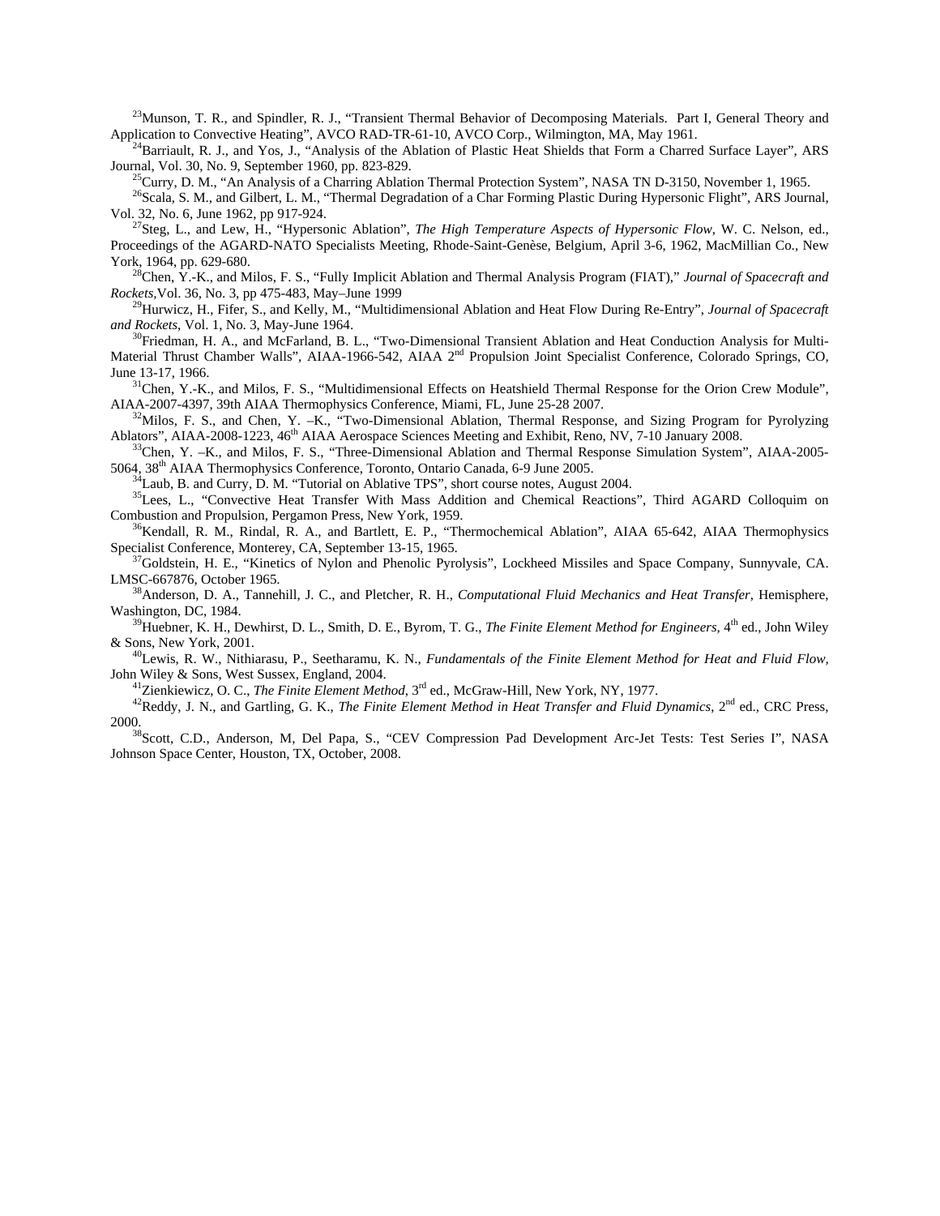[23]Munson, T. R., and Spindler, R. J., "Transient Thermal Behavior of Decomposing Materials. Part I, General Theory and Application to Convective Heating", AVCO RAD-TR-61-10, AVCO Corp., Wilmington, MA, May 1961.

[24]Barriault, R. J., and Yos, J., "Analysis of the Ablation of Plastic Heat Shields that Form a Charred Surface Layer", ARS Journal, Vol. 30, No. 9, September 1960, pp. 823-829.

[25]Curry, D. M., "An Analysis of a Charring Ablation Thermal Protection System", NASA TN D-3150, November 1, 1965.

[26]Scala, S. M., and Gilbert, L. M., "Thermal Degradation of a Char Forming Plastic During Hypersonic Flight", ARS Journal, Vol. 32, No. 6, June 1962, pp 917-924.

[27]Steg, L., and Lew, H., "Hypersonic Ablation", *The High Temperature Aspects of Hypersonic Flow*, W. C. Nelson, ed., Proceedings of the AGARD-NATO Specialists Meeting, Rhode-Saint-Genèse, Belgium, April 3-6, 1962, MacMillian Co., New York, 1964, pp. 629-680.

[28]Chen, Y.-K., and Milos, F. S., "Fully Implicit Ablation and Thermal Analysis Program (FIAT)," *Journal of Spacecraft and Rockets*, Vol. 36, No. 3, pp 475-483, May–June 1999

[29]Hurwicz, H., Fifer, S., and Kelly, M., "Multidimensional Ablation and Heat Flow During Re-Entry", *Journal of Spacecraft and Rockets*, Vol. 1, No. 3, May-June 1964.

[30]Friedman, H. A., and McFarland, B. L., "Two-Dimensional Transient Ablation and Heat Conduction Analysis for Multi-Material Thrust Chamber Walls", AIAA-1966-542, AIAA 2nd Propulsion Joint Specialist Conference, Colorado Springs, CO, June 13-17, 1966.

[31]Chen, Y.-K., and Milos, F. S., "Multidimensional Effects on Heatshield Thermal Response for the Orion Crew Module", AIAA-2007-4397, 39th AIAA Thermophysics Conference, Miami, FL, June 25-28 2007.

[32]Milos, F. S., and Chen, Y. –K., "Two-Dimensional Ablation, Thermal Response, and Sizing Program for Pyrolyzing Ablators", AIAA-2008-1223, 46th AIAA Aerospace Sciences Meeting and Exhibit, Reno, NV, 7-10 January 2008.

[33]Chen, Y. –K., and Milos, F. S., "Three-Dimensional Ablation and Thermal Response Simulation System", AIAA-2005-5064, 38th AIAA Thermophysics Conference, Toronto, Ontario Canada, 6-9 June 2005.

[34]Laub, B. and Curry, D. M. "Tutorial on Ablative TPS", short course notes, August 2004.

[35]Lees, L., "Convective Heat Transfer With Mass Addition and Chemical Reactions", Third AGARD Colloquim on Combustion and Propulsion, Pergamon Press, New York, 1959.

[36]Kendall, R. M., Rindal, R. A., and Bartlett, E. P., "Thermochemical Ablation", AIAA 65-642, AIAA Thermophysics Specialist Conference, Monterey, CA, September 13-15, 1965.

[37]Goldstein, H. E., "Kinetics of Nylon and Phenolic Pyrolysis", Lockheed Missiles and Space Company, Sunnyvale, CA. LMSC-667876, October 1965.

[38]Anderson, D. A., Tannehill, J. C., and Pletcher, R. H., *Computational Fluid Mechanics and Heat Transfer*, Hemisphere, Washington, DC, 1984.

[39]Huebner, K. H., Dewhirst, D. L., Smith, D. E., Byrom, T. G., *The Finite Element Method for Engineers*, 4th ed., John Wiley & Sons, New York, 2001.

[40]Lewis, R. W., Nithiarasu, P., Seetharamu, K. N., *Fundamentals of the Finite Element Method for Heat and Fluid Flow,* John Wiley & Sons, West Sussex, England, 2004.

[41]Zienkiewicz, O. C., *The Finite Element Method*, 3rd ed., McGraw-Hill, New York, NY, 1977.

[42]Reddy, J. N., and Gartling, G. K., *The Finite Element Method in Heat Transfer and Fluid Dynamics*, 2nd ed., CRC Press, 2000.

[38]Scott, C.D., Anderson, M, Del Papa, S., "CEV Compression Pad Development Arc-Jet Tests: Test Series I", NASA Johnson Space Center, Houston, TX, October, 2008.